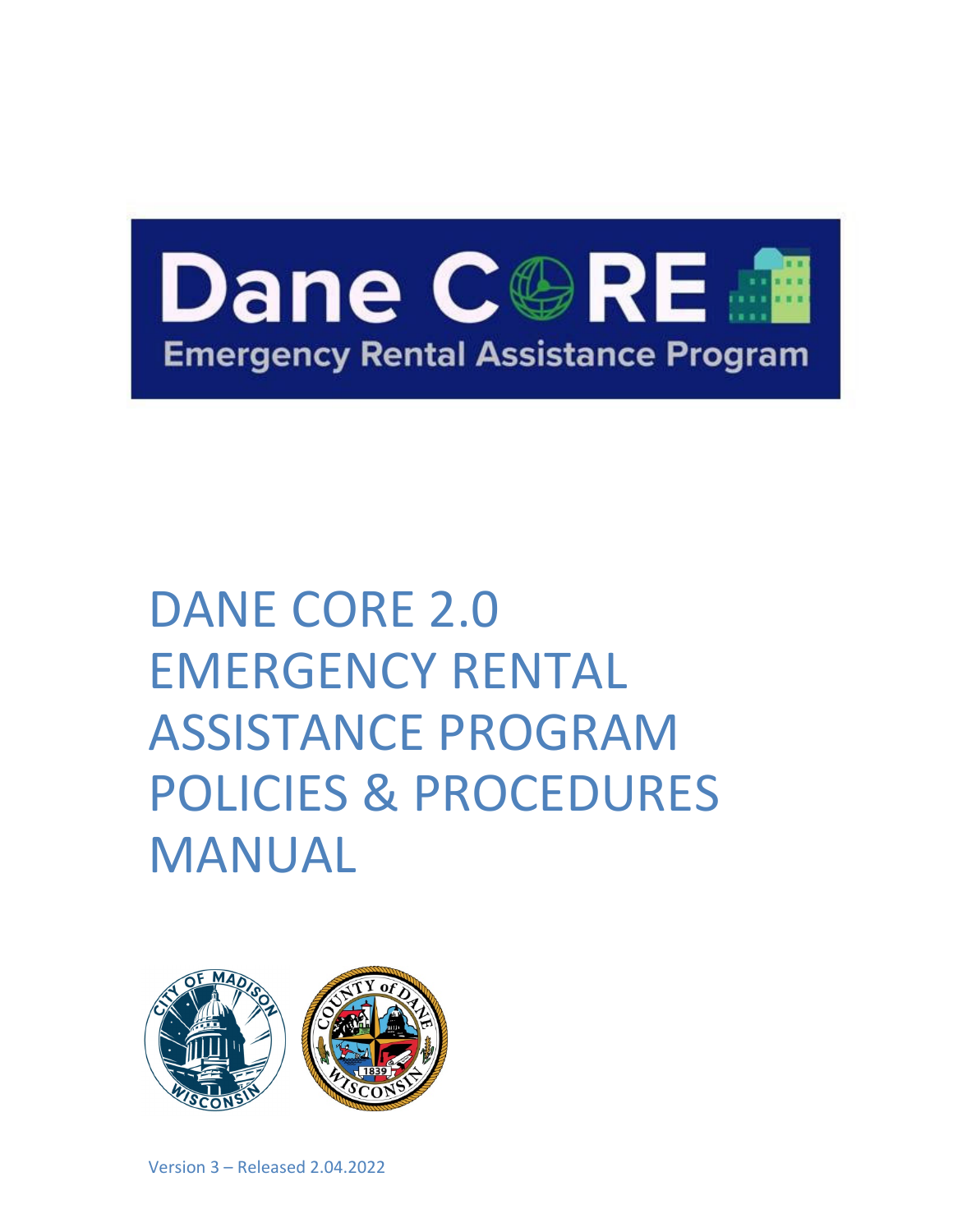Dane CORE

Emergency Rental Assistance Program

# DANE CORE 2.0 EMERGENCY RENTAL ASSISTANCE PROGRAM POLICIES & PROCEDURES MANUAL

Version 3 – Released 2.04.2022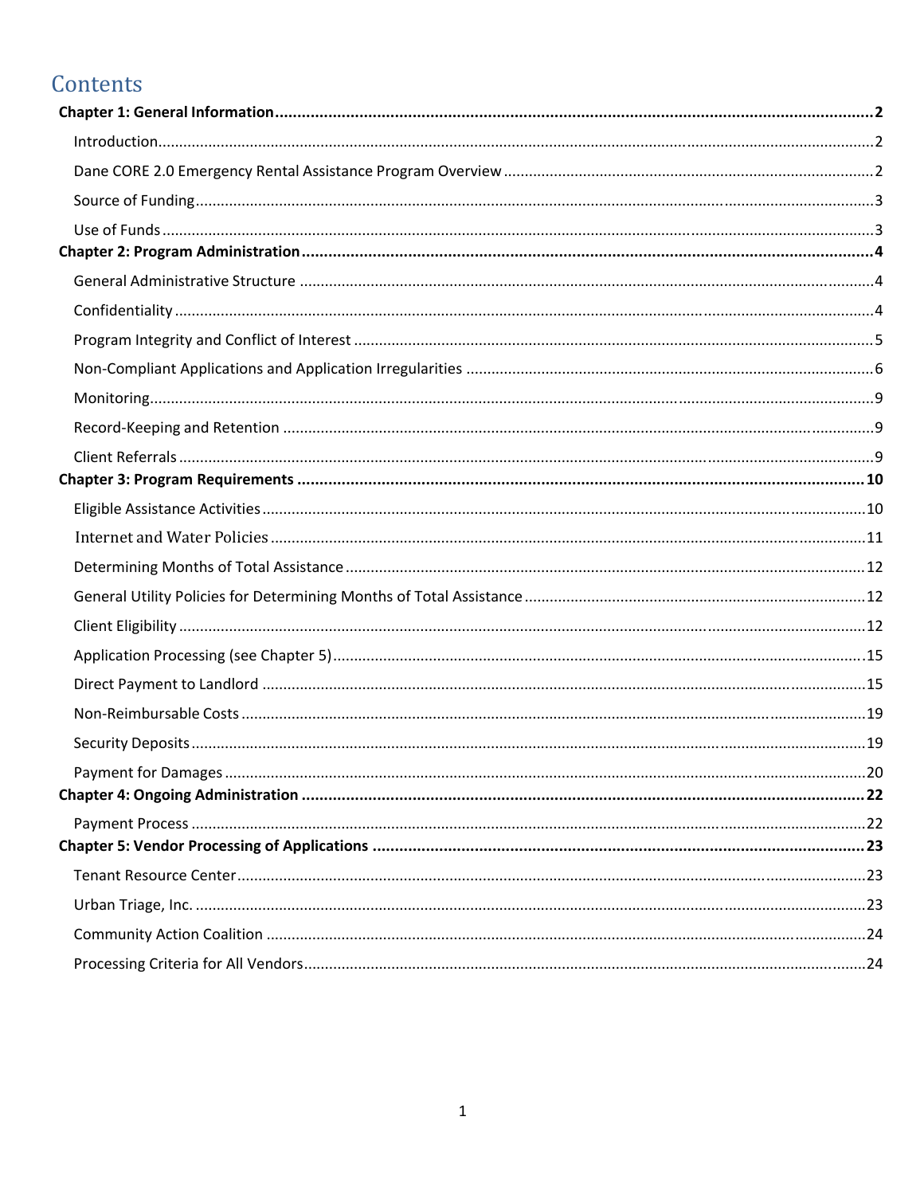# Contents

**Chapter 1: General Information** .......... 2

- Introduction .......... 2
- Dane CORE 2.0 Emergency Rental Assistance Program Overview .......... 2
- Source of Funding .......... 3
- Use of Funds .......... 3

**Chapter 2: Program Administration** .......... 4

- General Administrative Structure .......... 4
- Confidentiality .......... 4
- Program Integrity and Conflict of Interest .......... 5
- Non-Compliant Applications and Application Irregularities .......... 6
- Monitoring .......... 9
- Record-Keeping and Retention .......... 9
- Client Referrals .......... 9

**Chapter 3: Program Requirements** .......... 10

- Eligible Assistance Activities .......... 10
- Internet and Water Policies .......... 11
- Determining Months of Total Assistance .......... 12
- General Utility Policies for Determining Months of Total Assistance .......... 12
- Client Eligibility .......... 12
- Application Processing (see Chapter 5) .......... 15
- Direct Payment to Landlord .......... 15
- Non-Reimbursable Costs .......... 19
- Security Deposits .......... 19
- Payment for Damages .......... 20

**Chapter 4: Ongoing Administration** .......... 22

- Payment Process .......... 22

**Chapter 5: Vendor Processing of Applications** .......... 23

- Tenant Resource Center .......... 23
- Urban Triage, Inc. .......... 23
- Community Action Coalition .......... 24
- Processing Criteria for All Vendors .......... 24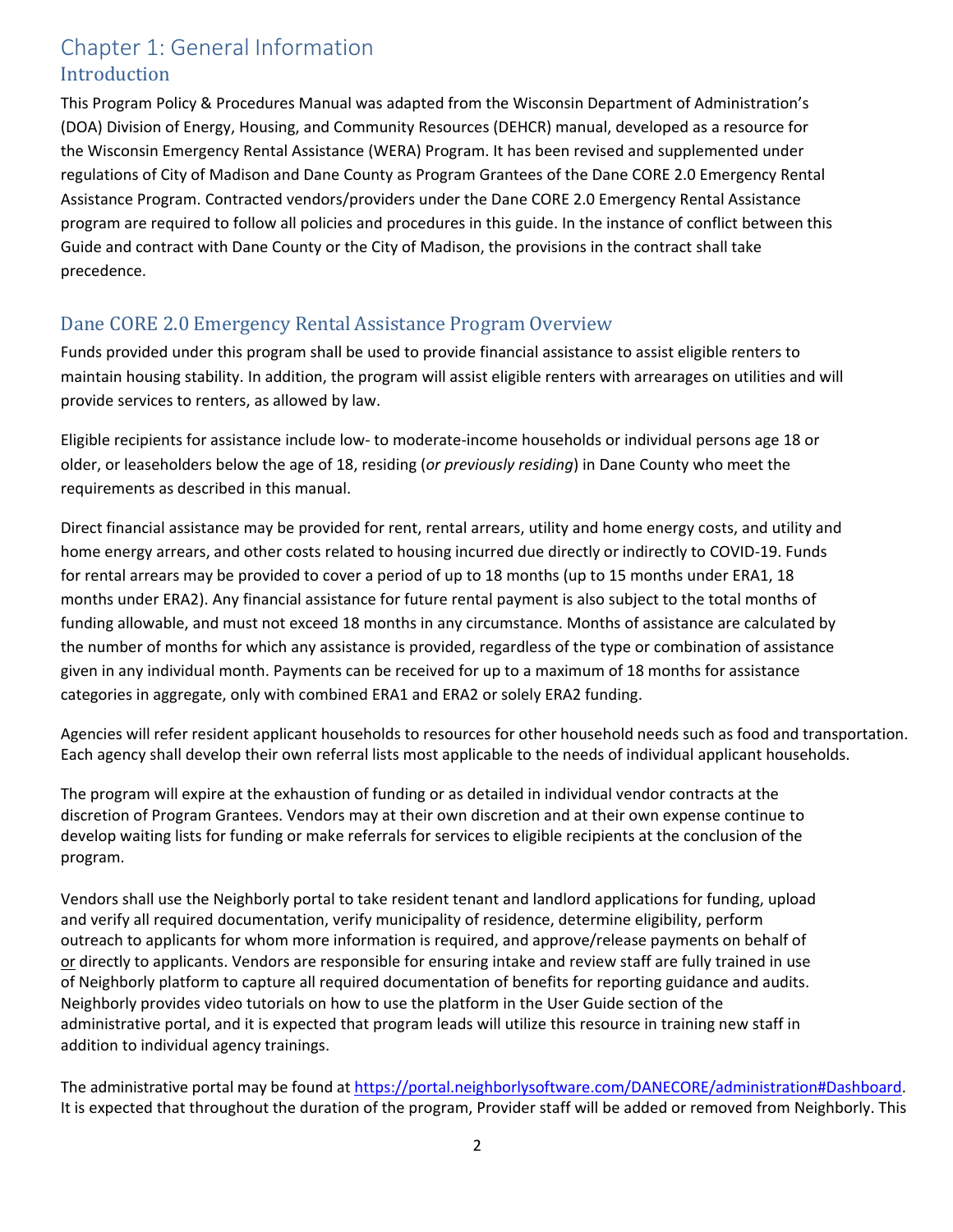# Chapter 1: General Information

## Introduction

This Program Policy & Procedures Manual was adapted from the Wisconsin Department of Administration's (DOA) Division of Energy, Housing, and Community Resources (DEHCR) manual, developed as a resource for the Wisconsin Emergency Rental Assistance (WERA) Program. It has been revised and supplemented under regulations of City of Madison and Dane County as Program Grantees of the Dane CORE 2.0 Emergency Rental Assistance Program. Contracted vendors/providers under the Dane CORE 2.0 Emergency Rental Assistance program are required to follow all policies and procedures in this guide. In the instance of conflict between this Guide and contract with Dane County or the City of Madison, the provisions in the contract shall take precedence.

## Dane CORE 2.0 Emergency Rental Assistance Program Overview

Funds provided under this program shall be used to provide financial assistance to assist eligible renters to maintain housing stability. In addition, the program will assist eligible renters with arrearages on utilities and will provide services to renters, as allowed by law.

Eligible recipients for assistance include low- to moderate-income households or individual persons age 18 or older, or leaseholders below the age of 18, residing (*or previously residing*) in Dane County who meet the requirements as described in this manual.

Direct financial assistance may be provided for rent, rental arrears, utility and home energy costs, and utility and home energy arrears, and other costs related to housing incurred due directly or indirectly to COVID-19. Funds for rental arrears may be provided to cover a period of up to 18 months (up to 15 months under ERA1, 18 months under ERA2). Any financial assistance for future rental payment is also subject to the total months of funding allowable, and must not exceed 18 months in any circumstance. Months of assistance are calculated by the number of months for which any assistance is provided, regardless of the type or combination of assistance given in any individual month. Payments can be received for up to a maximum of 18 months for assistance categories in aggregate, only with combined ERA1 and ERA2 or solely ERA2 funding.

Agencies will refer resident applicant households to resources for other household needs such as food and transportation. Each agency shall develop their own referral lists most applicable to the needs of individual applicant households.

The program will expire at the exhaustion of funding or as detailed in individual vendor contracts at the discretion of Program Grantees. Vendors may at their own discretion and at their own expense continue to develop waiting lists for funding or make referrals for services to eligible recipients at the conclusion of the program.

Vendors shall use the Neighborly portal to take resident tenant and landlord applications for funding, upload and verify all required documentation, verify municipality of residence, determine eligibility, perform outreach to applicants for whom more information is required, and approve/release payments on behalf of <u>or</u> directly to applicants. Vendors are responsible for ensuring intake and review staff are fully trained in use of Neighborly platform to capture all required documentation of benefits for reporting guidance and audits. Neighborly provides video tutorials on how to use the platform in the User Guide section of the administrative portal, and it is expected that program leads will utilize this resource in training new staff in addition to individual agency trainings.

The administrative portal may be found at https://portal.neighborlysoftware.com/DANECORE/administration#Dashboard. It is expected that throughout the duration of the program, Provider staff will be added or removed from Neighborly. This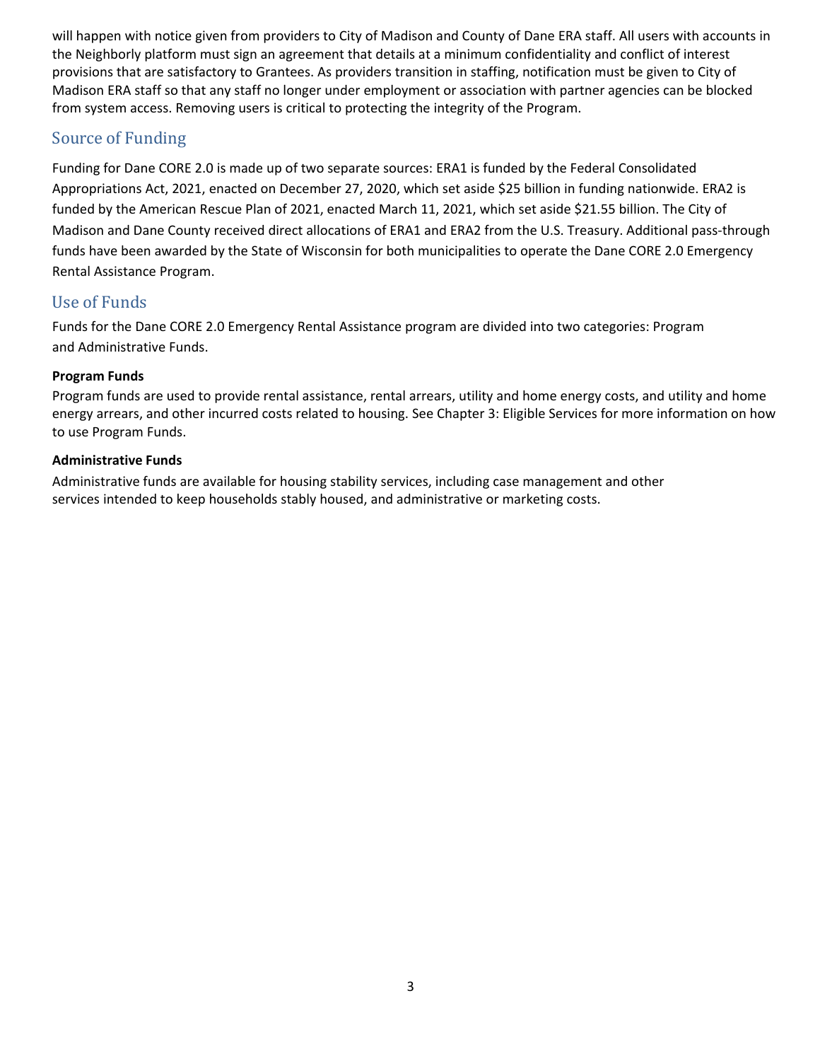will happen with notice given from providers to City of Madison and County of Dane ERA staff. All users with accounts in the Neighborly platform must sign an agreement that details at a minimum confidentiality and conflict of interest provisions that are satisfactory to Grantees. As providers transition in staffing, notification must be given to City of Madison ERA staff so that any staff no longer under employment or association with partner agencies can be blocked from system access. Removing users is critical to protecting the integrity of the Program.

## Source of Funding

Funding for Dane CORE 2.0 is made up of two separate sources: ERA1 is funded by the Federal Consolidated Appropriations Act, 2021, enacted on December 27, 2020, which set aside $25 billion in funding nationwide. ERA2 is funded by the American Rescue Plan of 2021, enacted March 11, 2021, which set aside $21.55 billion. The City of Madison and Dane County received direct allocations of ERA1 and ERA2 from the U.S. Treasury. Additional pass-through funds have been awarded by the State of Wisconsin for both municipalities to operate the Dane CORE 2.0 Emergency Rental Assistance Program.

## Use of Funds

Funds for the Dane CORE 2.0 Emergency Rental Assistance program are divided into two categories: Program and Administrative Funds.

**Program Funds**

Program funds are used to provide rental assistance, rental arrears, utility and home energy costs, and utility and home energy arrears, and other incurred costs related to housing. See Chapter 3: Eligible Services for more information on how to use Program Funds.

**Administrative Funds**

Administrative funds are available for housing stability services, including case management and other services intended to keep households stably housed, and administrative or marketing costs.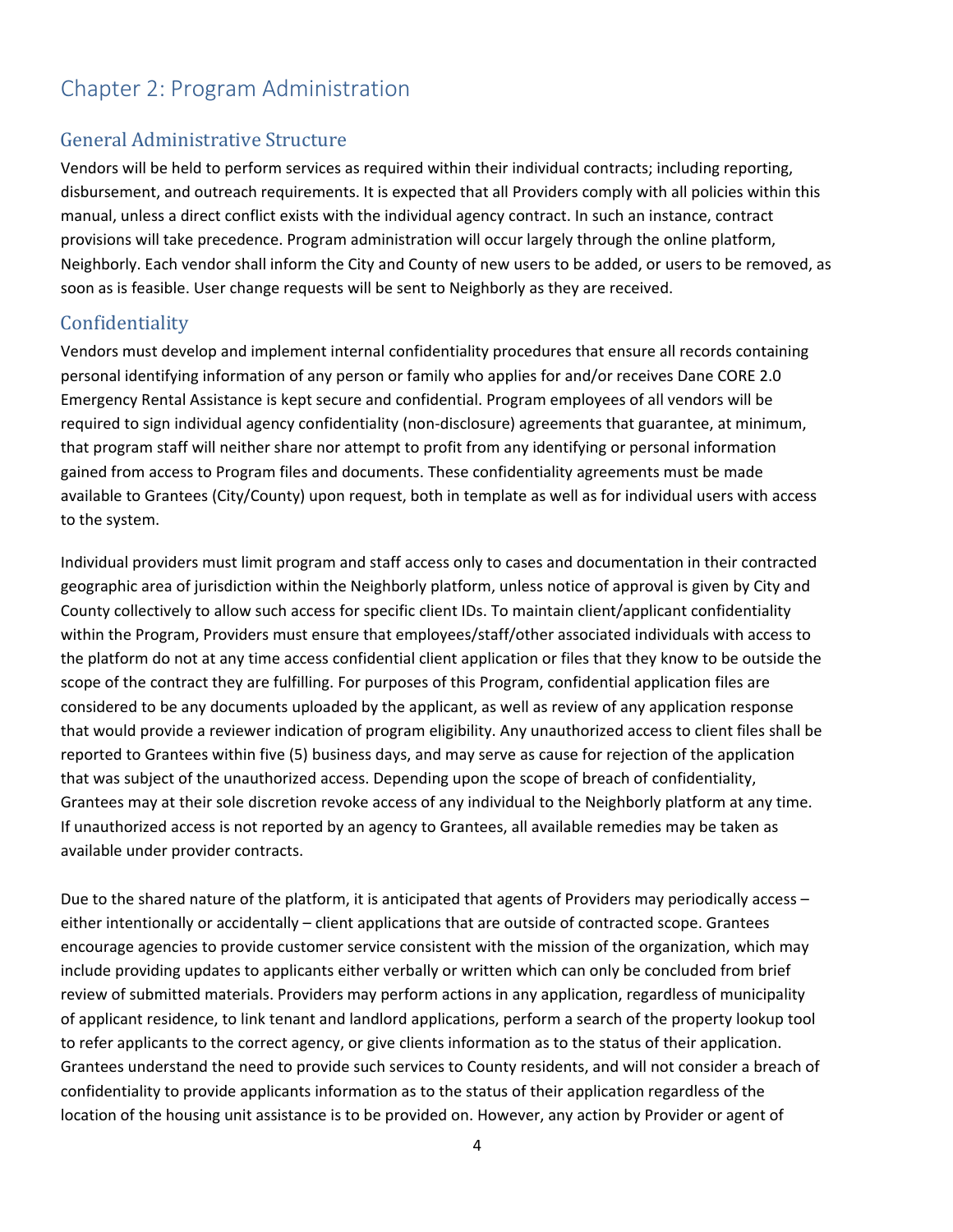# Chapter 2: Program Administration

## General Administrative Structure

Vendors will be held to perform services as required within their individual contracts; including reporting, disbursement, and outreach requirements. It is expected that all Providers comply with all policies within this manual, unless a direct conflict exists with the individual agency contract. In such an instance, contract provisions will take precedence. Program administration will occur largely through the online platform, Neighborly. Each vendor shall inform the City and County of new users to be added, or users to be removed, as soon as is feasible. User change requests will be sent to Neighborly as they are received.

## Confidentiality

Vendors must develop and implement internal confidentiality procedures that ensure all records containing personal identifying information of any person or family who applies for and/or receives Dane CORE 2.0 Emergency Rental Assistance is kept secure and confidential. Program employees of all vendors will be required to sign individual agency confidentiality (non-disclosure) agreements that guarantee, at minimum, that program staff will neither share nor attempt to profit from any identifying or personal information gained from access to Program files and documents. These confidentiality agreements must be made available to Grantees (City/County) upon request, both in template as well as for individual users with access to the system.

Individual providers must limit program and staff access only to cases and documentation in their contracted geographic area of jurisdiction within the Neighborly platform, unless notice of approval is given by City and County collectively to allow such access for specific client IDs. To maintain client/applicant confidentiality within the Program, Providers must ensure that employees/staff/other associated individuals with access to the platform do not at any time access confidential client application or files that they know to be outside the scope of the contract they are fulfilling. For purposes of this Program, confidential application files are considered to be any documents uploaded by the applicant, as well as review of any application response that would provide a reviewer indication of program eligibility. Any unauthorized access to client files shall be reported to Grantees within five (5) business days, and may serve as cause for rejection of the application that was subject of the unauthorized access. Depending upon the scope of breach of confidentiality, Grantees may at their sole discretion revoke access of any individual to the Neighborly platform at any time. If unauthorized access is not reported by an agency to Grantees, all available remedies may be taken as available under provider contracts.

Due to the shared nature of the platform, it is anticipated that agents of Providers may periodically access – either intentionally or accidentally – client applications that are outside of contracted scope. Grantees encourage agencies to provide customer service consistent with the mission of the organization, which may include providing updates to applicants either verbally or written which can only be concluded from brief review of submitted materials. Providers may perform actions in any application, regardless of municipality of applicant residence, to link tenant and landlord applications, perform a search of the property lookup tool to refer applicants to the correct agency, or give clients information as to the status of their application. Grantees understand the need to provide such services to County residents, and will not consider a breach of confidentiality to provide applicants information as to the status of their application regardless of the location of the housing unit assistance is to be provided on. However, any action by Provider or agent of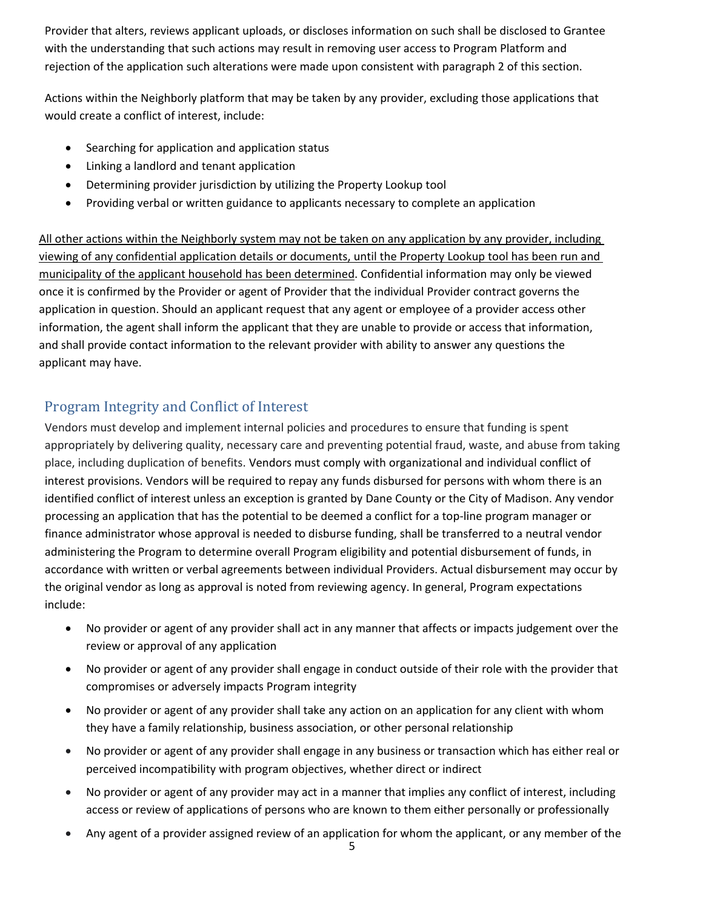Provider that alters, reviews applicant uploads, or discloses information on such shall be disclosed to Grantee with the understanding that such actions may result in removing user access to Program Platform and rejection of the application such alterations were made upon consistent with paragraph 2 of this section.

Actions within the Neighborly platform that may be taken by any provider, excluding those applications that would create a conflict of interest, include:

- Searching for application and application status
- Linking a landlord and tenant application
- Determining provider jurisdiction by utilizing the Property Lookup tool
- Providing verbal or written guidance to applicants necessary to complete an application

<u>All other actions within the Neighborly system may not be taken on any application by any provider, including viewing of any confidential application details or documents, until the Property Lookup tool has been run and municipality of the applicant household has been determined</u>. Confidential information may only be viewed once it is confirmed by the Provider or agent of Provider that the individual Provider contract governs the application in question. Should an applicant request that any agent or employee of a provider access other information, the agent shall inform the applicant that they are unable to provide or access that information, and shall provide contact information to the relevant provider with ability to answer any questions the applicant may have.

## Program Integrity and Conflict of Interest

Vendors must develop and implement internal policies and procedures to ensure that funding is spent appropriately by delivering quality, necessary care and preventing potential fraud, waste, and abuse from taking place, including duplication of benefits. Vendors must comply with organizational and individual conflict of interest provisions. Vendors will be required to repay any funds disbursed for persons with whom there is an identified conflict of interest unless an exception is granted by Dane County or the City of Madison. Any vendor processing an application that has the potential to be deemed a conflict for a top-line program manager or finance administrator whose approval is needed to disburse funding, shall be transferred to a neutral vendor administering the Program to determine overall Program eligibility and potential disbursement of funds, in accordance with written or verbal agreements between individual Providers. Actual disbursement may occur by the original vendor as long as approval is noted from reviewing agency. In general, Program expectations include:

- No provider or agent of any provider shall act in any manner that affects or impacts judgement over the review or approval of any application
- No provider or agent of any provider shall engage in conduct outside of their role with the provider that compromises or adversely impacts Program integrity
- No provider or agent of any provider shall take any action on an application for any client with whom they have a family relationship, business association, or other personal relationship
- No provider or agent of any provider shall engage in any business or transaction which has either real or perceived incompatibility with program objectives, whether direct or indirect
- No provider or agent of any provider may act in a manner that implies any conflict of interest, including access or review of applications of persons who are known to them either personally or professionally
- Any agent of a provider assigned review of an application for whom the applicant, or any member of the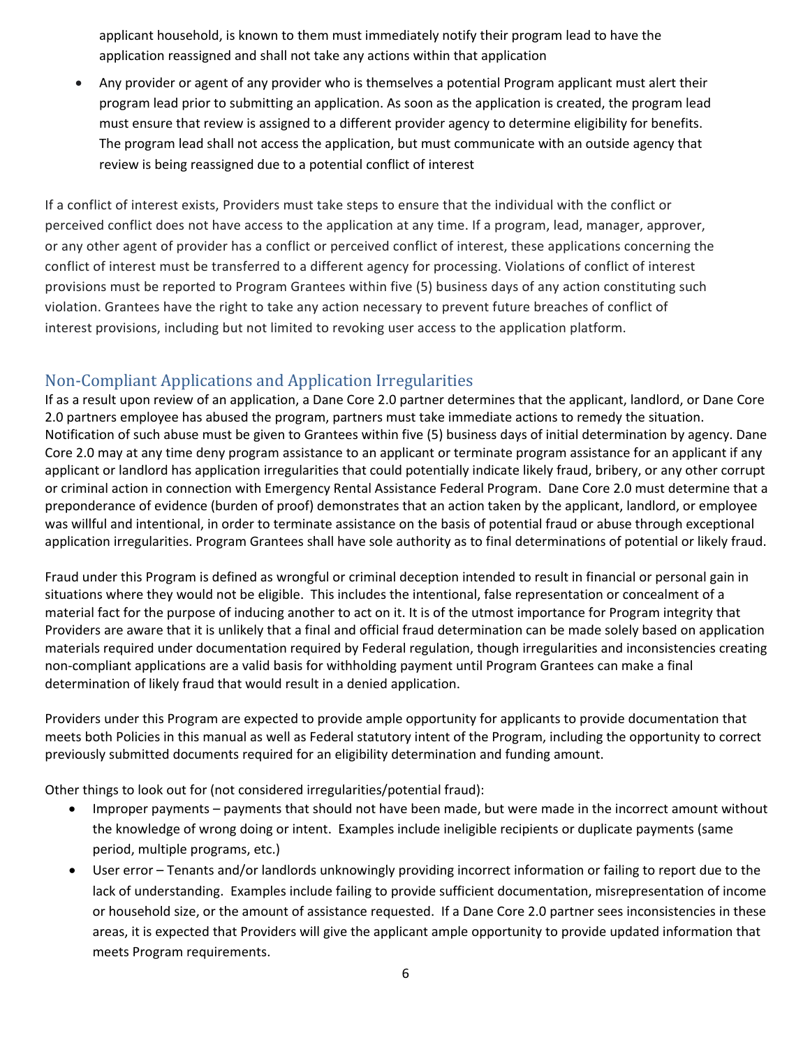applicant household, is known to them must immediately notify their program lead to have the application reassigned and shall not take any actions within that application

- Any provider or agent of any provider who is themselves a potential Program applicant must alert their program lead prior to submitting an application. As soon as the application is created, the program lead must ensure that review is assigned to a different provider agency to determine eligibility for benefits. The program lead shall not access the application, but must communicate with an outside agency that review is being reassigned due to a potential conflict of interest

If a conflict of interest exists, Providers must take steps to ensure that the individual with the conflict or perceived conflict does not have access to the application at any time. If a program, lead, manager, approver, or any other agent of provider has a conflict or perceived conflict of interest, these applications concerning the conflict of interest must be transferred to a different agency for processing. Violations of conflict of interest provisions must be reported to Program Grantees within five (5) business days of any action constituting such violation. Grantees have the right to take any action necessary to prevent future breaches of conflict of interest provisions, including but not limited to revoking user access to the application platform.

## Non-Compliant Applications and Application Irregularities

If as a result upon review of an application, a Dane Core 2.0 partner determines that the applicant, landlord, or Dane Core 2.0 partners employee has abused the program, partners must take immediate actions to remedy the situation. Notification of such abuse must be given to Grantees within five (5) business days of initial determination by agency. Dane Core 2.0 may at any time deny program assistance to an applicant or terminate program assistance for an applicant if any applicant or landlord has application irregularities that could potentially indicate likely fraud, bribery, or any other corrupt or criminal action in connection with Emergency Rental Assistance Federal Program. Dane Core 2.0 must determine that a preponderance of evidence (burden of proof) demonstrates that an action taken by the applicant, landlord, or employee was willful and intentional, in order to terminate assistance on the basis of potential fraud or abuse through exceptional application irregularities. Program Grantees shall have sole authority as to final determinations of potential or likely fraud.

Fraud under this Program is defined as wrongful or criminal deception intended to result in financial or personal gain in situations where they would not be eligible. This includes the intentional, false representation or concealment of a material fact for the purpose of inducing another to act on it. It is of the utmost importance for Program integrity that Providers are aware that it is unlikely that a final and official fraud determination can be made solely based on application materials required under documentation required by Federal regulation, though irregularities and inconsistencies creating non-compliant applications are a valid basis for withholding payment until Program Grantees can make a final determination of likely fraud that would result in a denied application.

Providers under this Program are expected to provide ample opportunity for applicants to provide documentation that meets both Policies in this manual as well as Federal statutory intent of the Program, including the opportunity to correct previously submitted documents required for an eligibility determination and funding amount.

Other things to look out for (not considered irregularities/potential fraud):

- Improper payments – payments that should not have been made, but were made in the incorrect amount without the knowledge of wrong doing or intent. Examples include ineligible recipients or duplicate payments (same period, multiple programs, etc.)
- User error – Tenants and/or landlords unknowingly providing incorrect information or failing to report due to the lack of understanding. Examples include failing to provide sufficient documentation, misrepresentation of income or household size, or the amount of assistance requested. If a Dane Core 2.0 partner sees inconsistencies in these areas, it is expected that Providers will give the applicant ample opportunity to provide updated information that meets Program requirements.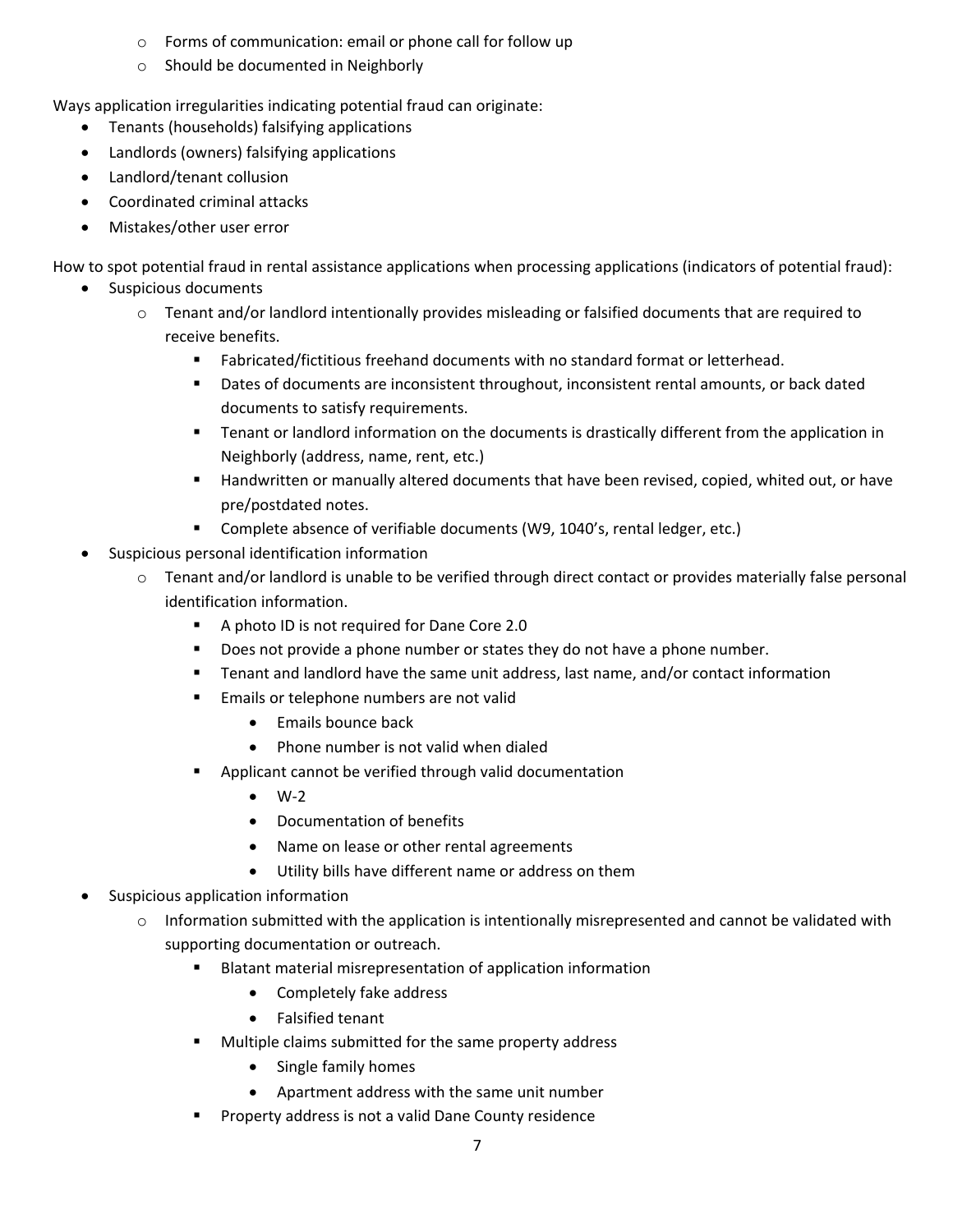- Forms of communication: email or phone call for follow up
  - Should be documented in Neighborly

Ways application irregularities indicating potential fraud can originate:

- Tenants (households) falsifying applications
- Landlords (owners) falsifying applications
- Landlord/tenant collusion
- Coordinated criminal attacks
- Mistakes/other user error

How to spot potential fraud in rental assistance applications when processing applications (indicators of potential fraud):

- Suspicious documents
  - Tenant and/or landlord intentionally provides misleading or falsified documents that are required to receive benefits.
    - Fabricated/fictitious freehand documents with no standard format or letterhead.
    - Dates of documents are inconsistent throughout, inconsistent rental amounts, or back dated documents to satisfy requirements.
    - Tenant or landlord information on the documents is drastically different from the application in Neighborly (address, name, rent, etc.)
    - Handwritten or manually altered documents that have been revised, copied, whited out, or have pre/postdated notes.
    - Complete absence of verifiable documents (W9, 1040's, rental ledger, etc.)
- Suspicious personal identification information
  - Tenant and/or landlord is unable to be verified through direct contact or provides materially false personal identification information.
    - A photo ID is not required for Dane Core 2.0
    - Does not provide a phone number or states they do not have a phone number.
    - Tenant and landlord have the same unit address, last name, and/or contact information
    - Emails or telephone numbers are not valid
      - Emails bounce back
      - Phone number is not valid when dialed
    - Applicant cannot be verified through valid documentation
      - W-2
      - Documentation of benefits
      - Name on lease or other rental agreements
      - Utility bills have different name or address on them
- Suspicious application information
  - Information submitted with the application is intentionally misrepresented and cannot be validated with supporting documentation or outreach.
    - Blatant material misrepresentation of application information
      - Completely fake address
      - Falsified tenant
    - Multiple claims submitted for the same property address
      - Single family homes
      - Apartment address with the same unit number
    - Property address is not a valid Dane County residence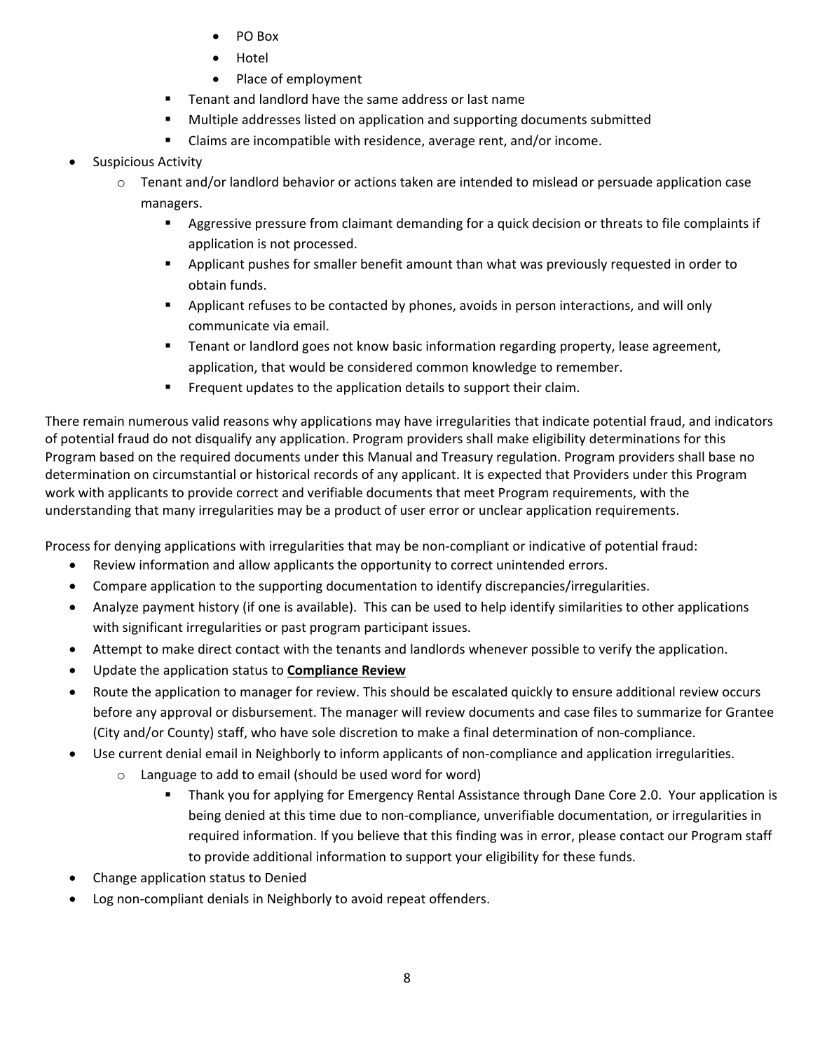- PO Box
        - Hotel
        - Place of employment
    - Tenant and landlord have the same address or last name
    - Multiple addresses listed on application and supporting documents submitted
    - Claims are incompatible with residence, average rent, and/or income.
- Suspicious Activity
  - Tenant and/or landlord behavior or actions taken are intended to mislead or persuade application case managers.
    - Aggressive pressure from claimant demanding for a quick decision or threats to file complaints if application is not processed.
    - Applicant pushes for smaller benefit amount than what was previously requested in order to obtain funds.
    - Applicant refuses to be contacted by phones, avoids in person interactions, and will only communicate via email.
    - Tenant or landlord goes not know basic information regarding property, lease agreement, application, that would be considered common knowledge to remember.
    - Frequent updates to the application details to support their claim.

There remain numerous valid reasons why applications may have irregularities that indicate potential fraud, and indicators of potential fraud do not disqualify any application. Program providers shall make eligibility determinations for this Program based on the required documents under this Manual and Treasury regulation. Program providers shall base no determination on circumstantial or historical records of any applicant. It is expected that Providers under this Program work with applicants to provide correct and verifiable documents that meet Program requirements, with the understanding that many irregularities may be a product of user error or unclear application requirements.

Process for denying applications with irregularities that may be non-compliant or indicative of potential fraud:

- Review information and allow applicants the opportunity to correct unintended errors.
- Compare application to the supporting documentation to identify discrepancies/irregularities.
- Analyze payment history (if one is available). This can be used to help identify similarities to other applications with significant irregularities or past program participant issues.
- Attempt to make direct contact with the tenants and landlords whenever possible to verify the application.
- Update the application status to **<u>Compliance Review</u>**
- Route the application to manager for review. This should be escalated quickly to ensure additional review occurs before any approval or disbursement. The manager will review documents and case files to summarize for Grantee (City and/or County) staff, who have sole discretion to make a final determination of non-compliance.
- Use current denial email in Neighborly to inform applicants of non-compliance and application irregularities.
  - Language to add to email (should be used word for word)
    - Thank you for applying for Emergency Rental Assistance through Dane Core 2.0. Your application is being denied at this time due to non-compliance, unverifiable documentation, or irregularities in required information. If you believe that this finding was in error, please contact our Program staff to provide additional information to support your eligibility for these funds.
- Change application status to Denied
- Log non-compliant denials in Neighborly to avoid repeat offenders.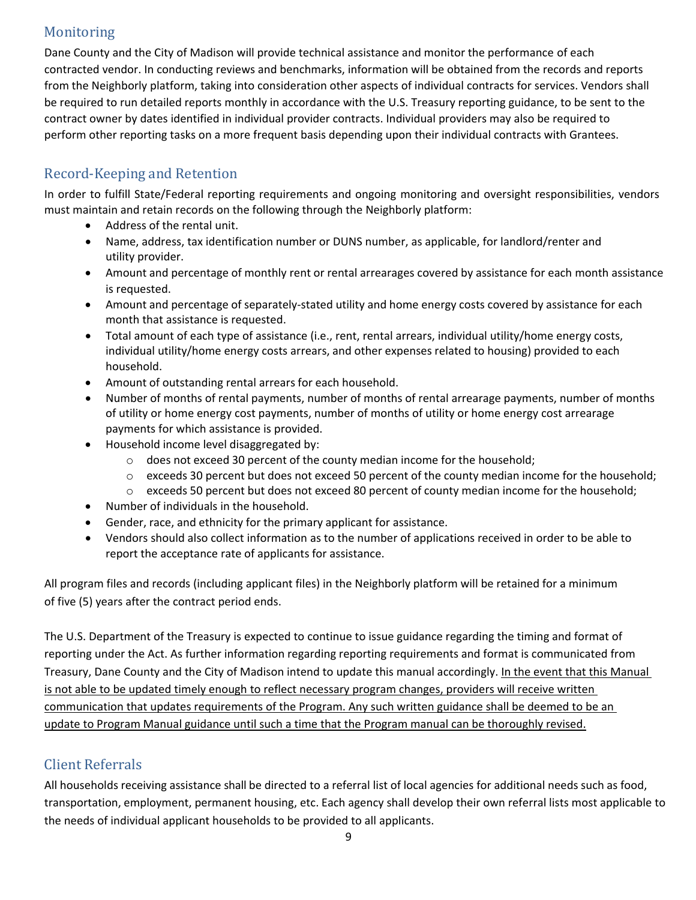## Monitoring

Dane County and the City of Madison will provide technical assistance and monitor the performance of each contracted vendor. In conducting reviews and benchmarks, information will be obtained from the records and reports from the Neighborly platform, taking into consideration other aspects of individual contracts for services. Vendors shall be required to run detailed reports monthly in accordance with the U.S. Treasury reporting guidance, to be sent to the contract owner by dates identified in individual provider contracts. Individual providers may also be required to perform other reporting tasks on a more frequent basis depending upon their individual contracts with Grantees.

## Record-Keeping and Retention

In order to fulfill State/Federal reporting requirements and ongoing monitoring and oversight responsibilities, vendors must maintain and retain records on the following through the Neighborly platform:

- Address of the rental unit.
- Name, address, tax identification number or DUNS number, as applicable, for landlord/renter and utility provider.
- Amount and percentage of monthly rent or rental arrearages covered by assistance for each month assistance is requested.
- Amount and percentage of separately-stated utility and home energy costs covered by assistance for each month that assistance is requested.
- Total amount of each type of assistance (i.e., rent, rental arrears, individual utility/home energy costs, individual utility/home energy costs arrears, and other expenses related to housing) provided to each household.
- Amount of outstanding rental arrears for each household.
- Number of months of rental payments, number of months of rental arrearage payments, number of months of utility or home energy cost payments, number of months of utility or home energy cost arrearage payments for which assistance is provided.
- Household income level disaggregated by:
  - does not exceed 30 percent of the county median income for the household;
  - exceeds 30 percent but does not exceed 50 percent of the county median income for the household;
  - exceeds 50 percent but does not exceed 80 percent of county median income for the household;
- Number of individuals in the household.
- Gender, race, and ethnicity for the primary applicant for assistance.
- Vendors should also collect information as to the number of applications received in order to be able to report the acceptance rate of applicants for assistance.

All program files and records (including applicant files) in the Neighborly platform will be retained for a minimum of five (5) years after the contract period ends.

The U.S. Department of the Treasury is expected to continue to issue guidance regarding the timing and format of reporting under the Act. As further information regarding reporting requirements and format is communicated from Treasury, Dane County and the City of Madison intend to update this manual accordingly. <u>In the event that this Manual is not able to be updated timely enough to reflect necessary program changes, providers will receive written communication that updates requirements of the Program. Any such written guidance shall be deemed to be an update to Program Manual guidance until such a time that the Program manual can be thoroughly revised.</u>

## Client Referrals

All households receiving assistance shall be directed to a referral list of local agencies for additional needs such as food, transportation, employment, permanent housing, etc. Each agency shall develop their own referral lists most applicable to the needs of individual applicant households to be provided to all applicants.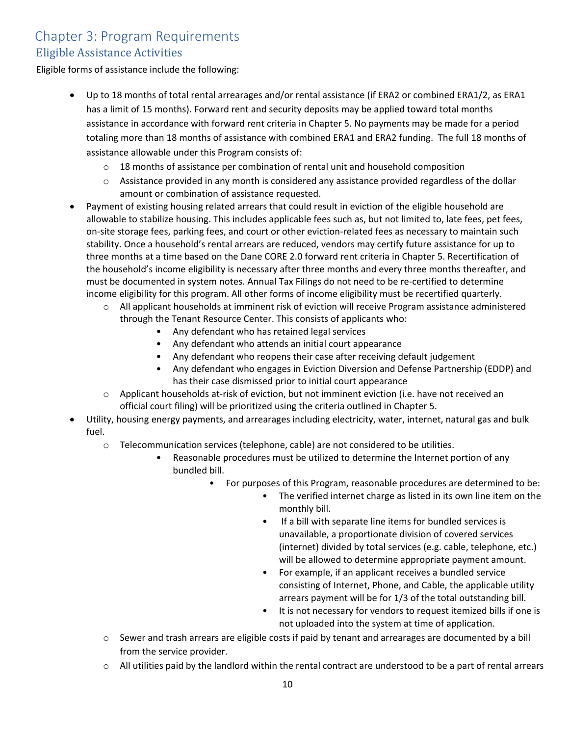# Chapter 3: Program Requirements

## Eligible Assistance Activities

Eligible forms of assistance include the following:

- Up to 18 months of total rental arrearages and/or rental assistance (if ERA2 or combined ERA1/2, as ERA1 has a limit of 15 months). Forward rent and security deposits may be applied toward total months assistance in accordance with forward rent criteria in Chapter 5. No payments may be made for a period totaling more than 18 months of assistance with combined ERA1 and ERA2 funding. The full 18 months of assistance allowable under this Program consists of:
  - 18 months of assistance per combination of rental unit and household composition
  - Assistance provided in any month is considered any assistance provided regardless of the dollar amount or combination of assistance requested.
- Payment of existing housing related arrears that could result in eviction of the eligible household are allowable to stabilize housing. This includes applicable fees such as, but not limited to, late fees, pet fees, on-site storage fees, parking fees, and court or other eviction-related fees as necessary to maintain such stability. Once a household's rental arrears are reduced, vendors may certify future assistance for up to three months at a time based on the Dane CORE 2.0 forward rent criteria in Chapter 5. Recertification of the household's income eligibility is necessary after three months and every three months thereafter, and must be documented in system notes. Annual Tax Filings do not need to be re-certified to determine income eligibility for this program. All other forms of income eligibility must be recertified quarterly.
  - All applicant households at imminent risk of eviction will receive Program assistance administered through the Tenant Resource Center. This consists of applicants who:
    - Any defendant who has retained legal services
    - Any defendant who attends an initial court appearance
    - Any defendant who reopens their case after receiving default judgement
    - Any defendant who engages in Eviction Diversion and Defense Partnership (EDDP) and has their case dismissed prior to initial court appearance
  - Applicant households at-risk of eviction, but not imminent eviction (i.e. have not received an official court filing) will be prioritized using the criteria outlined in Chapter 5.
- Utility, housing energy payments, and arrearages including electricity, water, internet, natural gas and bulk fuel.
  - Telecommunication services (telephone, cable) are not considered to be utilities.
    - Reasonable procedures must be utilized to determine the Internet portion of any bundled bill.
      - For purposes of this Program, reasonable procedures are determined to be:
        - The verified internet charge as listed in its own line item on the monthly bill.
        - If a bill with separate line items for bundled services is unavailable, a proportionate division of covered services (internet) divided by total services (e.g. cable, telephone, etc.) will be allowed to determine appropriate payment amount.
        - For example, if an applicant receives a bundled service consisting of Internet, Phone, and Cable, the applicable utility arrears payment will be for 1/3 of the total outstanding bill.
        - It is not necessary for vendors to request itemized bills if one is not uploaded into the system at time of application.
  - Sewer and trash arrears are eligible costs if paid by tenant and arrearages are documented by a bill from the service provider.
  - All utilities paid by the landlord within the rental contract are understood to be a part of rental arrears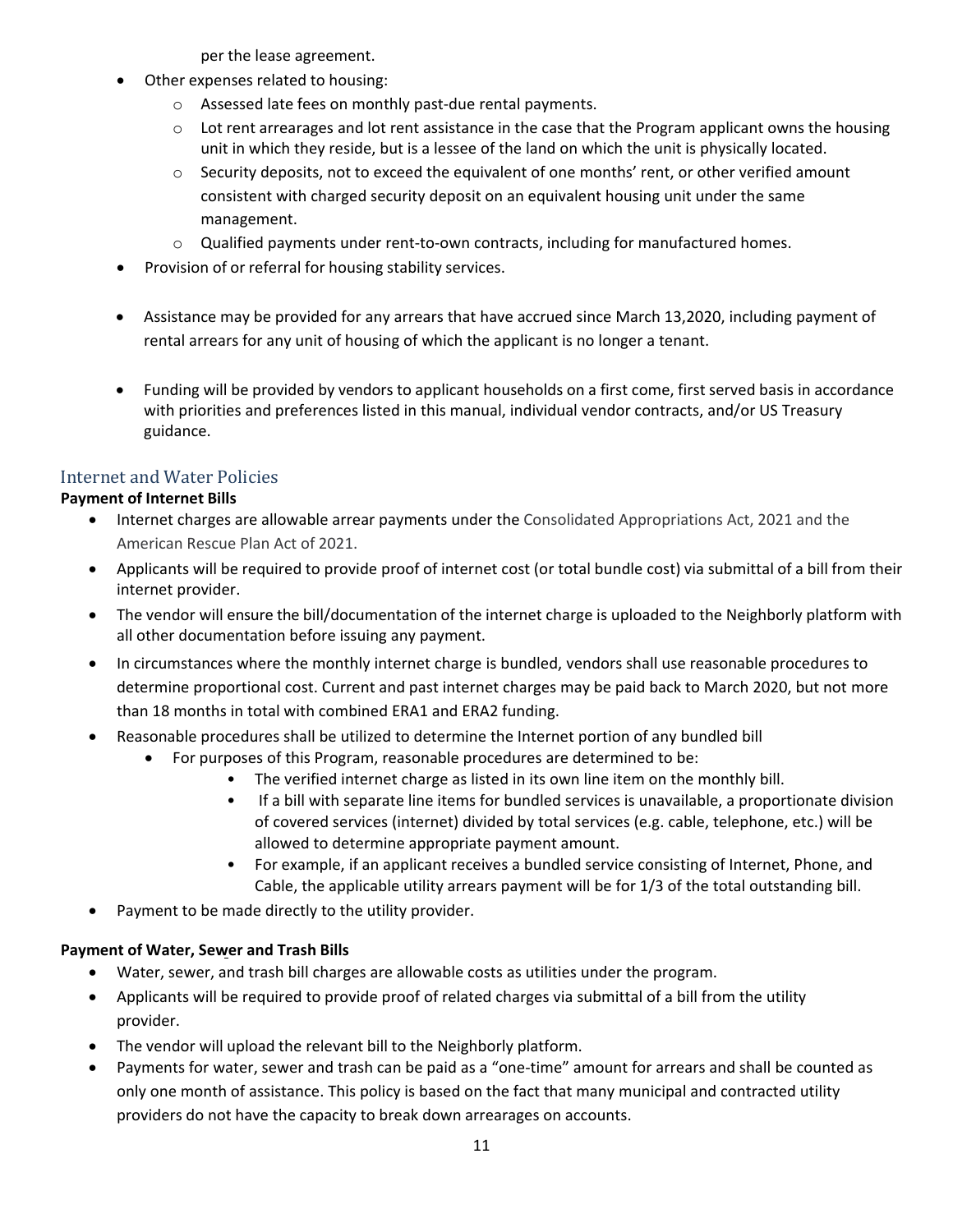per the lease agreement.

- Other expenses related to housing:
  - Assessed late fees on monthly past-due rental payments.
  - Lot rent arrearages and lot rent assistance in the case that the Program applicant owns the housing unit in which they reside, but is a lessee of the land on which the unit is physically located.
  - Security deposits, not to exceed the equivalent of one months' rent, or other verified amount consistent with charged security deposit on an equivalent housing unit under the same management.
  - Qualified payments under rent-to-own contracts, including for manufactured homes.
- Provision of or referral for housing stability services.
- Assistance may be provided for any arrears that have accrued since March 13,2020, including payment of rental arrears for any unit of housing of which the applicant is no longer a tenant.
- Funding will be provided by vendors to applicant households on a first come, first served basis in accordance with priorities and preferences listed in this manual, individual vendor contracts, and/or US Treasury guidance.

## Internet and Water Policies

**Payment of Internet Bills**

- Internet charges are allowable arrear payments under the Consolidated Appropriations Act, 2021 and the American Rescue Plan Act of 2021.
- Applicants will be required to provide proof of internet cost (or total bundle cost) via submittal of a bill from their internet provider.
- The vendor will ensure the bill/documentation of the internet charge is uploaded to the Neighborly platform with all other documentation before issuing any payment.
- In circumstances where the monthly internet charge is bundled, vendors shall use reasonable procedures to determine proportional cost. Current and past internet charges may be paid back to March 2020, but not more than 18 months in total with combined ERA1 and ERA2 funding.
- Reasonable procedures shall be utilized to determine the Internet portion of any bundled bill
  - For purposes of this Program, reasonable procedures are determined to be:
    - The verified internet charge as listed in its own line item on the monthly bill.
    - If a bill with separate line items for bundled services is unavailable, a proportionate division of covered services (internet) divided by total services (e.g. cable, telephone, etc.) will be allowed to determine appropriate payment amount.
    - For example, if an applicant receives a bundled service consisting of Internet, Phone, and Cable, the applicable utility arrears payment will be for 1/3 of the total outstanding bill.
- Payment to be made directly to the utility provider.

**Payment of Water, Sewer and Trash Bills**

- Water, sewer, and trash bill charges are allowable costs as utilities under the program.
- Applicants will be required to provide proof of related charges via submittal of a bill from the utility provider.
- The vendor will upload the relevant bill to the Neighborly platform.
- Payments for water, sewer and trash can be paid as a "one-time" amount for arrears and shall be counted as only one month of assistance. This policy is based on the fact that many municipal and contracted utility providers do not have the capacity to break down arrearages on accounts.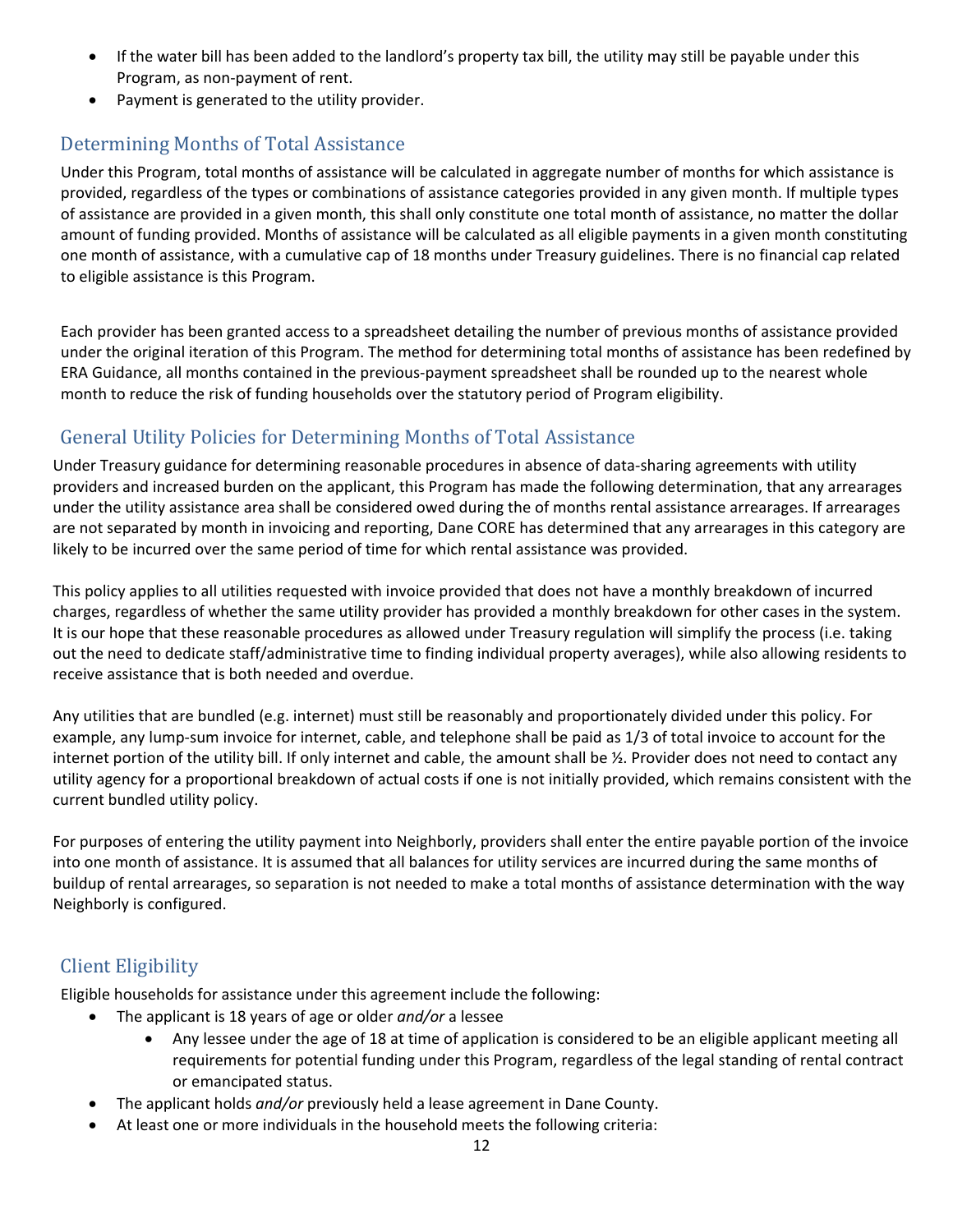- If the water bill has been added to the landlord's property tax bill, the utility may still be payable under this Program, as non-payment of rent.
- Payment is generated to the utility provider.

## Determining Months of Total Assistance

Under this Program, total months of assistance will be calculated in aggregate number of months for which assistance is provided, regardless of the types or combinations of assistance categories provided in any given month. If multiple types of assistance are provided in a given month, this shall only constitute one total month of assistance, no matter the dollar amount of funding provided. Months of assistance will be calculated as all eligible payments in a given month constituting one month of assistance, with a cumulative cap of 18 months under Treasury guidelines. There is no financial cap related to eligible assistance is this Program.

Each provider has been granted access to a spreadsheet detailing the number of previous months of assistance provided under the original iteration of this Program. The method for determining total months of assistance has been redefined by ERA Guidance, all months contained in the previous-payment spreadsheet shall be rounded up to the nearest whole month to reduce the risk of funding households over the statutory period of Program eligibility.

## General Utility Policies for Determining Months of Total Assistance

Under Treasury guidance for determining reasonable procedures in absence of data-sharing agreements with utility providers and increased burden on the applicant, this Program has made the following determination, that any arrearages under the utility assistance area shall be considered owed during the of months rental assistance arrearages. If arrearages are not separated by month in invoicing and reporting, Dane CORE has determined that any arrearages in this category are likely to be incurred over the same period of time for which rental assistance was provided.

This policy applies to all utilities requested with invoice provided that does not have a monthly breakdown of incurred charges, regardless of whether the same utility provider has provided a monthly breakdown for other cases in the system. It is our hope that these reasonable procedures as allowed under Treasury regulation will simplify the process (i.e. taking out the need to dedicate staff/administrative time to finding individual property averages), while also allowing residents to receive assistance that is both needed and overdue.

Any utilities that are bundled (e.g. internet) must still be reasonably and proportionately divided under this policy. For example, any lump-sum invoice for internet, cable, and telephone shall be paid as 1/3 of total invoice to account for the internet portion of the utility bill. If only internet and cable, the amount shall be ½. Provider does not need to contact any utility agency for a proportional breakdown of actual costs if one is not initially provided, which remains consistent with the current bundled utility policy.

For purposes of entering the utility payment into Neighborly, providers shall enter the entire payable portion of the invoice into one month of assistance. It is assumed that all balances for utility services are incurred during the same months of buildup of rental arrearages, so separation is not needed to make a total months of assistance determination with the way Neighborly is configured.

## Client Eligibility

Eligible households for assistance under this agreement include the following:

- The applicant is 18 years of age or older *and/or* a lessee
  - Any lessee under the age of 18 at time of application is considered to be an eligible applicant meeting all requirements for potential funding under this Program, regardless of the legal standing of rental contract or emancipated status.
- The applicant holds *and/or* previously held a lease agreement in Dane County.
- At least one or more individuals in the household meets the following criteria: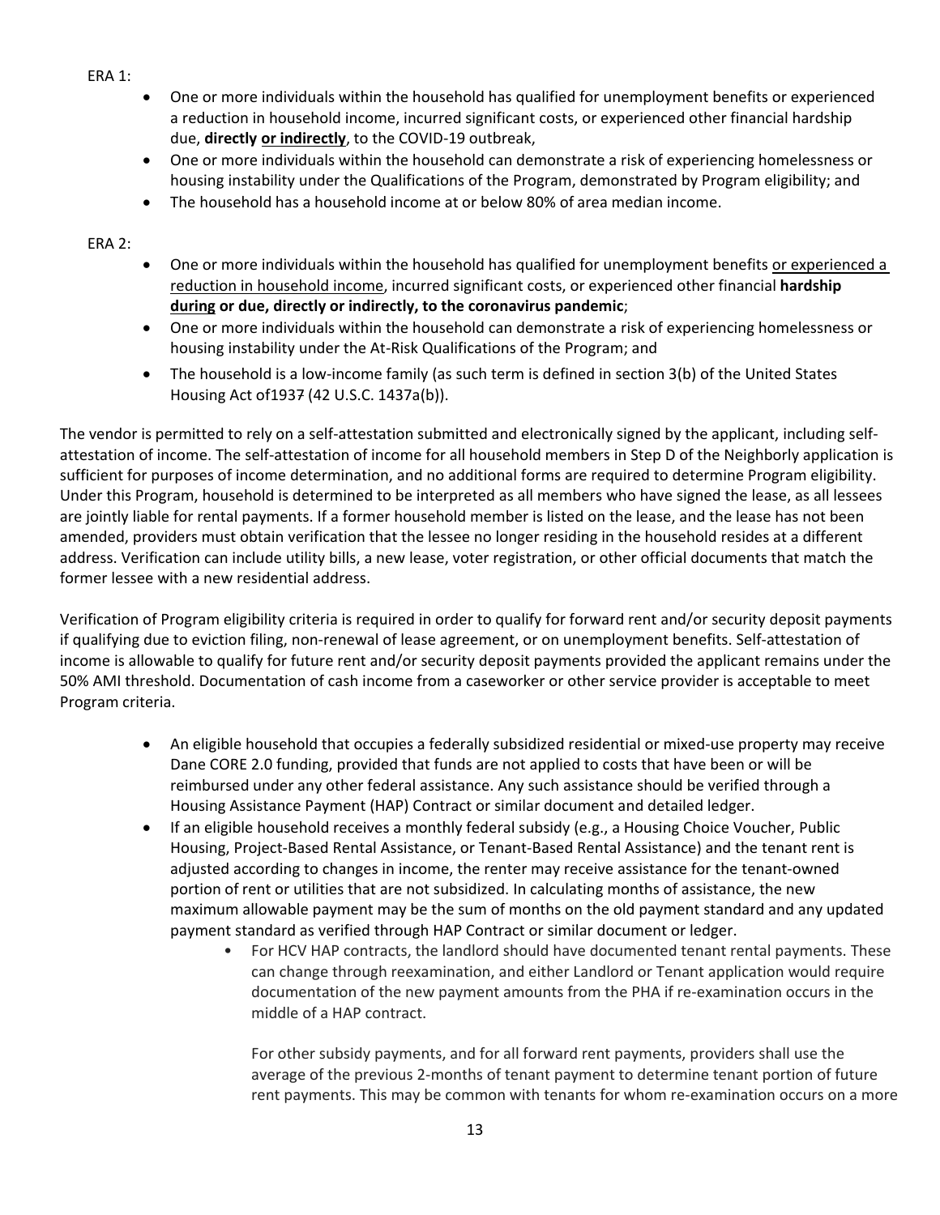ERA 1:

- One or more individuals within the household has qualified for unemployment benefits or experienced a reduction in household income, incurred significant costs, or experienced other financial hardship due, **directly <u>or indirectly</u>**, to the COVID-19 outbreak,
- One or more individuals within the household can demonstrate a risk of experiencing homelessness or housing instability under the Qualifications of the Program, demonstrated by Program eligibility; and
- The household has a household income at or below 80% of area median income.

ERA 2:

- One or more individuals within the household has qualified for unemployment benefits <u>or experienced a reduction in household income</u>, incurred significant costs, or experienced other financial **hardship <u>during</u> or due, directly or indirectly, to the coronavirus pandemic**;
- One or more individuals within the household can demonstrate a risk of experiencing homelessness or housing instability under the At-Risk Qualifications of the Program; and
- The household is a low-income family (as such term is defined in section 3(b) of the United States Housing Act of1937 (42 U.S.C. 1437a(b)).

The vendor is permitted to rely on a self-attestation submitted and electronically signed by the applicant, including self-attestation of income. The self-attestation of income for all household members in Step D of the Neighborly application is sufficient for purposes of income determination, and no additional forms are required to determine Program eligibility. Under this Program, household is determined to be interpreted as all members who have signed the lease, as all lessees are jointly liable for rental payments. If a former household member is listed on the lease, and the lease has not been amended, providers must obtain verification that the lessee no longer residing in the household resides at a different address. Verification can include utility bills, a new lease, voter registration, or other official documents that match the former lessee with a new residential address.

Verification of Program eligibility criteria is required in order to qualify for forward rent and/or security deposit payments if qualifying due to eviction filing, non-renewal of lease agreement, or on unemployment benefits. Self-attestation of income is allowable to qualify for future rent and/or security deposit payments provided the applicant remains under the 50% AMI threshold. Documentation of cash income from a caseworker or other service provider is acceptable to meet Program criteria.

- An eligible household that occupies a federally subsidized residential or mixed-use property may receive Dane CORE 2.0 funding, provided that funds are not applied to costs that have been or will be reimbursed under any other federal assistance. Any such assistance should be verified through a Housing Assistance Payment (HAP) Contract or similar document and detailed ledger.
- If an eligible household receives a monthly federal subsidy (e.g., a Housing Choice Voucher, Public Housing, Project-Based Rental Assistance, or Tenant-Based Rental Assistance) and the tenant rent is adjusted according to changes in income, the renter may receive assistance for the tenant-owned portion of rent or utilities that are not subsidized. In calculating months of assistance, the new maximum allowable payment may be the sum of months on the old payment standard and any updated payment standard as verified through HAP Contract or similar document or ledger.
  - For HCV HAP contracts, the landlord should have documented tenant rental payments. These can change through reexamination, and either Landlord or Tenant application would require documentation of the new payment amounts from the PHA if re-examination occurs in the middle of a HAP contract.

    For other subsidy payments, and for all forward rent payments, providers shall use the average of the previous 2-months of tenant payment to determine tenant portion of future rent payments. This may be common with tenants for whom re-examination occurs on a more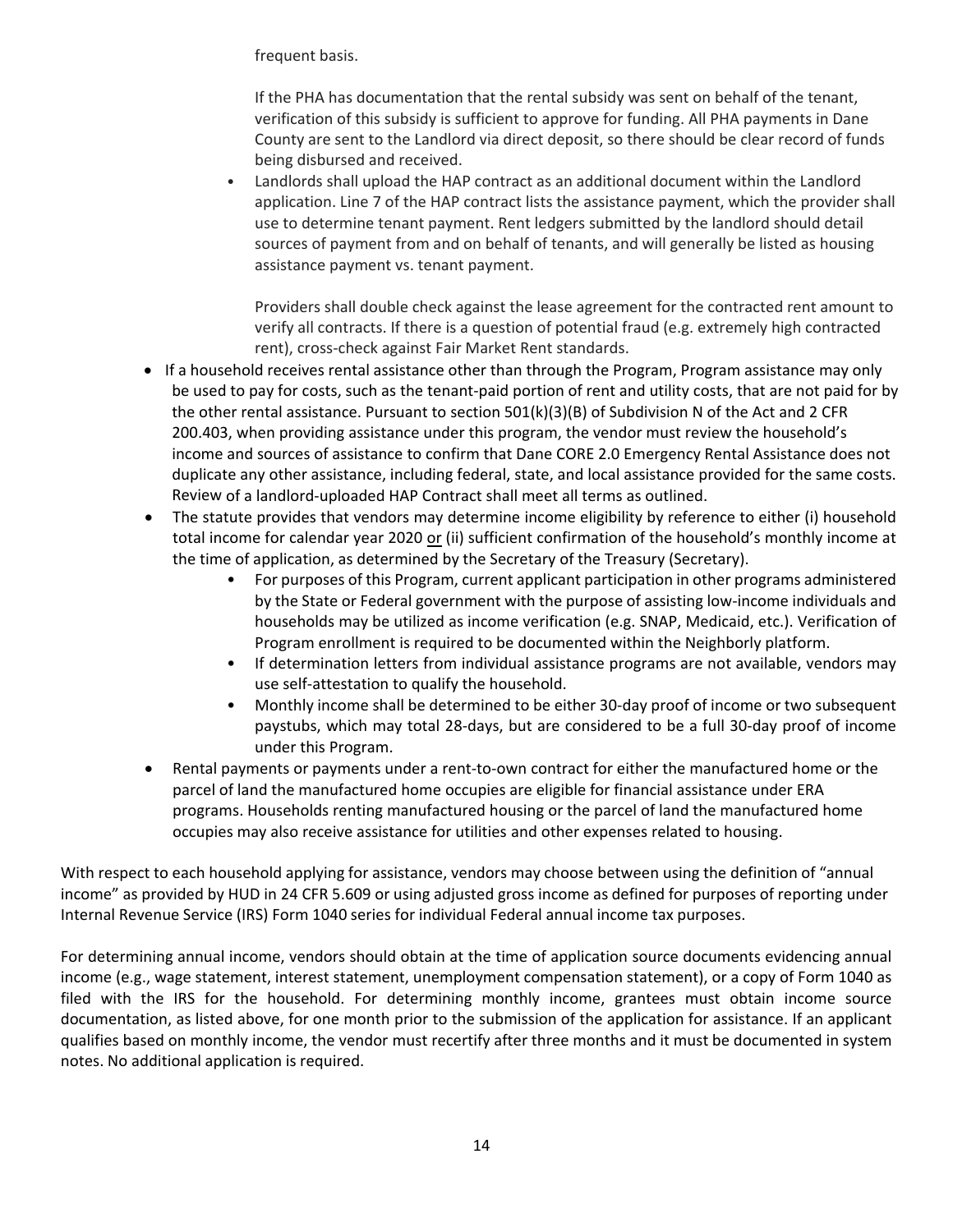frequent basis.

If the PHA has documentation that the rental subsidy was sent on behalf of the tenant, verification of this subsidy is sufficient to approve for funding. All PHA payments in Dane County are sent to the Landlord via direct deposit, so there should be clear record of funds being disbursed and received.

- Landlords shall upload the HAP contract as an additional document within the Landlord application. Line 7 of the HAP contract lists the assistance payment, which the provider shall use to determine tenant payment. Rent ledgers submitted by the landlord should detail sources of payment from and on behalf of tenants, and will generally be listed as housing assistance payment vs. tenant payment.

  Providers shall double check against the lease agreement for the contracted rent amount to verify all contracts. If there is a question of potential fraud (e.g. extremely high contracted rent), cross-check against Fair Market Rent standards.

- If a household receives rental assistance other than through the Program, Program assistance may only be used to pay for costs, such as the tenant-paid portion of rent and utility costs, that are not paid for by the other rental assistance. Pursuant to section 501(k)(3)(B) of Subdivision N of the Act and 2 CFR 200.403, when providing assistance under this program, the vendor must review the household's income and sources of assistance to confirm that Dane CORE 2.0 Emergency Rental Assistance does not duplicate any other assistance, including federal, state, and local assistance provided for the same costs. Review of a landlord-uploaded HAP Contract shall meet all terms as outlined.
- The statute provides that vendors may determine income eligibility by reference to either (i) household total income for calendar year 2020 <u>or</u> (ii) sufficient confirmation of the household's monthly income at the time of application, as determined by the Secretary of the Treasury (Secretary).
  - For purposes of this Program, current applicant participation in other programs administered by the State or Federal government with the purpose of assisting low-income individuals and households may be utilized as income verification (e.g. SNAP, Medicaid, etc.). Verification of Program enrollment is required to be documented within the Neighborly platform.
  - If determination letters from individual assistance programs are not available, vendors may use self-attestation to qualify the household.
  - Monthly income shall be determined to be either 30-day proof of income or two subsequent paystubs, which may total 28-days, but are considered to be a full 30-day proof of income under this Program.
- Rental payments or payments under a rent-to-own contract for either the manufactured home or the parcel of land the manufactured home occupies are eligible for financial assistance under ERA programs. Households renting manufactured housing or the parcel of land the manufactured home occupies may also receive assistance for utilities and other expenses related to housing.

With respect to each household applying for assistance, vendors may choose between using the definition of "annual income" as provided by HUD in 24 CFR 5.609 or using adjusted gross income as defined for purposes of reporting under Internal Revenue Service (IRS) Form 1040 series for individual Federal annual income tax purposes.

For determining annual income, vendors should obtain at the time of application source documents evidencing annual income (e.g., wage statement, interest statement, unemployment compensation statement), or a copy of Form 1040 as filed with the IRS for the household. For determining monthly income, grantees must obtain income source documentation, as listed above, for one month prior to the submission of the application for assistance. If an applicant qualifies based on monthly income, the vendor must recertify after three months and it must be documented in system notes. No additional application is required.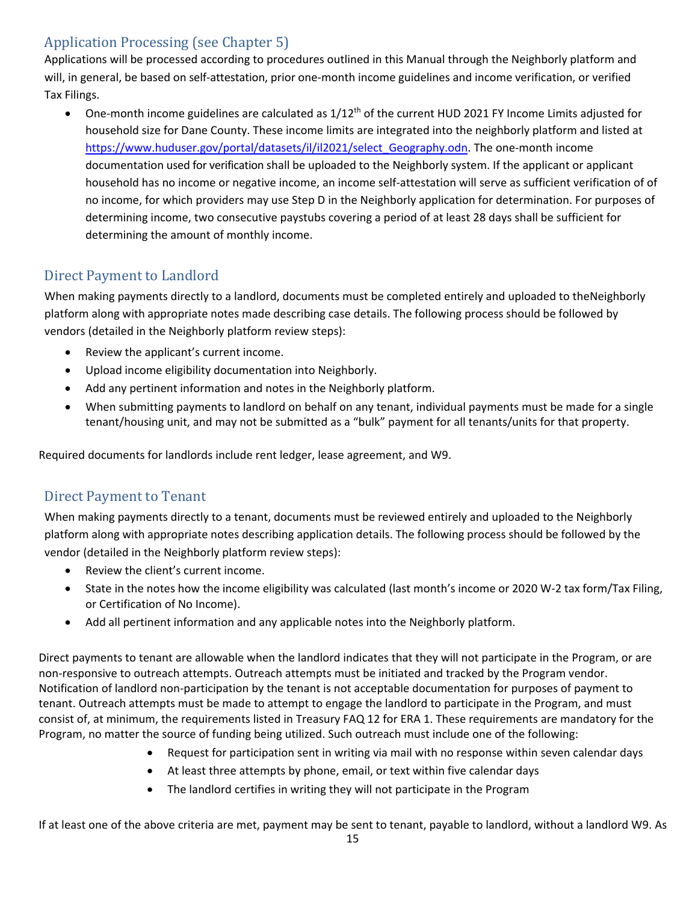## Application Processing (see Chapter 5)

Applications will be processed according to procedures outlined in this Manual through the Neighborly platform and will, in general, be based on self-attestation, prior one-month income guidelines and income verification, or verified Tax Filings.

- One-month income guidelines are calculated as 1/12th of the current HUD 2021 FY Income Limits adjusted for household size for Dane County. These income limits are integrated into the neighborly platform and listed at https://www.huduser.gov/portal/datasets/il/il2021/select_Geography.odn. The one-month income documentation used for verification shall be uploaded to the Neighborly system. If the applicant or applicant household has no income or negative income, an income self-attestation will serve as sufficient verification of of no income, for which providers may use Step D in the Neighborly application for determination. For purposes of determining income, two consecutive paystubs covering a period of at least 28 days shall be sufficient for determining the amount of monthly income.

## Direct Payment to Landlord

When making payments directly to a landlord, documents must be completed entirely and uploaded to theNeighborly platform along with appropriate notes made describing case details. The following process should be followed by vendors (detailed in the Neighborly platform review steps):

- Review the applicant's current income.
- Upload income eligibility documentation into Neighborly.
- Add any pertinent information and notes in the Neighborly platform.
- When submitting payments to landlord on behalf on any tenant, individual payments must be made for a single tenant/housing unit, and may not be submitted as a "bulk" payment for all tenants/units for that property.

Required documents for landlords include rent ledger, lease agreement, and W9.

## Direct Payment to Tenant

When making payments directly to a tenant, documents must be reviewed entirely and uploaded to the Neighborly platform along with appropriate notes describing application details. The following process should be followed by the vendor (detailed in the Neighborly platform review steps):

- Review the client's current income.
- State in the notes how the income eligibility was calculated (last month's income or 2020 W-2 tax form/Tax Filing, or Certification of No Income).
- Add all pertinent information and any applicable notes into the Neighborly platform.

Direct payments to tenant are allowable when the landlord indicates that they will not participate in the Program, or are non-responsive to outreach attempts. Outreach attempts must be initiated and tracked by the Program vendor. Notification of landlord non-participation by the tenant is not acceptable documentation for purposes of payment to tenant. Outreach attempts must be made to attempt to engage the landlord to participate in the Program, and must consist of, at minimum, the requirements listed in Treasury FAQ 12 for ERA 1. These requirements are mandatory for the Program, no matter the source of funding being utilized. Such outreach must include one of the following:

- Request for participation sent in writing via mail with no response within seven calendar days
- At least three attempts by phone, email, or text within five calendar days
- The landlord certifies in writing they will not participate in the Program

If at least one of the above criteria are met, payment may be sent to tenant, payable to landlord, without a landlord W9. As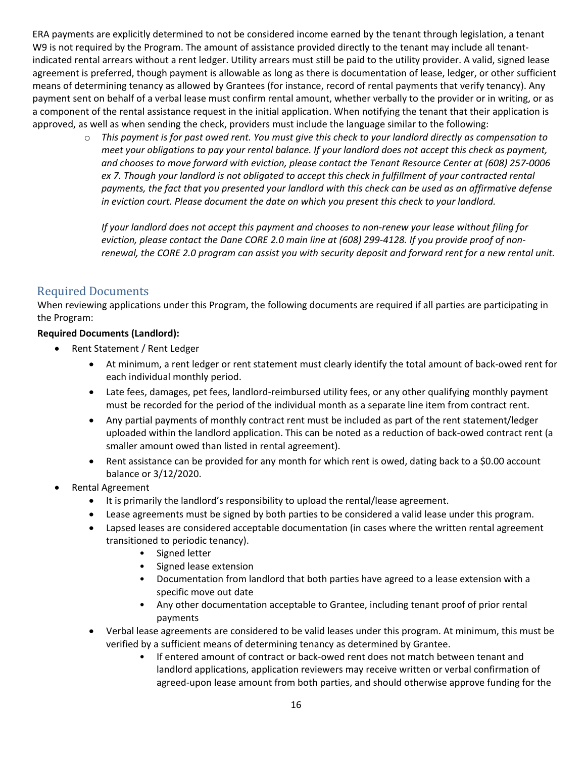ERA payments are explicitly determined to not be considered income earned by the tenant through legislation, a tenant W9 is not required by the Program. The amount of assistance provided directly to the tenant may include all tenant-indicated rental arrears without a rent ledger. Utility arrears must still be paid to the utility provider. A valid, signed lease agreement is preferred, though payment is allowable as long as there is documentation of lease, ledger, or other sufficient means of determining tenancy as allowed by Grantees (for instance, record of rental payments that verify tenancy). Any payment sent on behalf of a verbal lease must confirm rental amount, whether verbally to the provider or in writing, or as a component of the rental assistance request in the initial application. When notifying the tenant that their application is approved, as well as when sending the check, providers must include the language similar to the following:

- *This payment is for past owed rent. You must give this check to your landlord directly as compensation to meet your obligations to pay your rental balance. If your landlord does not accept this check as payment, and chooses to move forward with eviction, please contact the Tenant Resource Center at (608) 257-0006 ex 7. Though your landlord is not obligated to accept this check in fulfillment of your contracted rental payments, the fact that you presented your landlord with this check can be used as an affirmative defense in eviction court. Please document the date on which you present this check to your landlord.*

  *If your landlord does not accept this payment and chooses to non-renew your lease without filing for eviction, please contact the Dane CORE 2.0 main line at (608) 299-4128. If you provide proof of non-renewal, the CORE 2.0 program can assist you with security deposit and forward rent for a new rental unit.*

## Required Documents

When reviewing applications under this Program, the following documents are required if all parties are participating in the Program:

**Required Documents (Landlord):**

- Rent Statement / Rent Ledger
  - At minimum, a rent ledger or rent statement must clearly identify the total amount of back-owed rent for each individual monthly period.
  - Late fees, damages, pet fees, landlord-reimbursed utility fees, or any other qualifying monthly payment must be recorded for the period of the individual month as a separate line item from contract rent.
  - Any partial payments of monthly contract rent must be included as part of the rent statement/ledger uploaded within the landlord application. This can be noted as a reduction of back-owed contract rent (a smaller amount owed than listed in rental agreement).
  - Rent assistance can be provided for any month for which rent is owed, dating back to a $0.00 account balance or 3/12/2020.
- Rental Agreement
  - It is primarily the landlord's responsibility to upload the rental/lease agreement.
  - Lease agreements must be signed by both parties to be considered a valid lease under this program.
  - Lapsed leases are considered acceptable documentation (in cases where the written rental agreement transitioned to periodic tenancy).
    - Signed letter
    - Signed lease extension
    - Documentation from landlord that both parties have agreed to a lease extension with a specific move out date
    - Any other documentation acceptable to Grantee, including tenant proof of prior rental payments
  - Verbal lease agreements are considered to be valid leases under this program. At minimum, this must be verified by a sufficient means of determining tenancy as determined by Grantee.
    - If entered amount of contract or back-owed rent does not match between tenant and landlord applications, application reviewers may receive written or verbal confirmation of agreed-upon lease amount from both parties, and should otherwise approve funding for the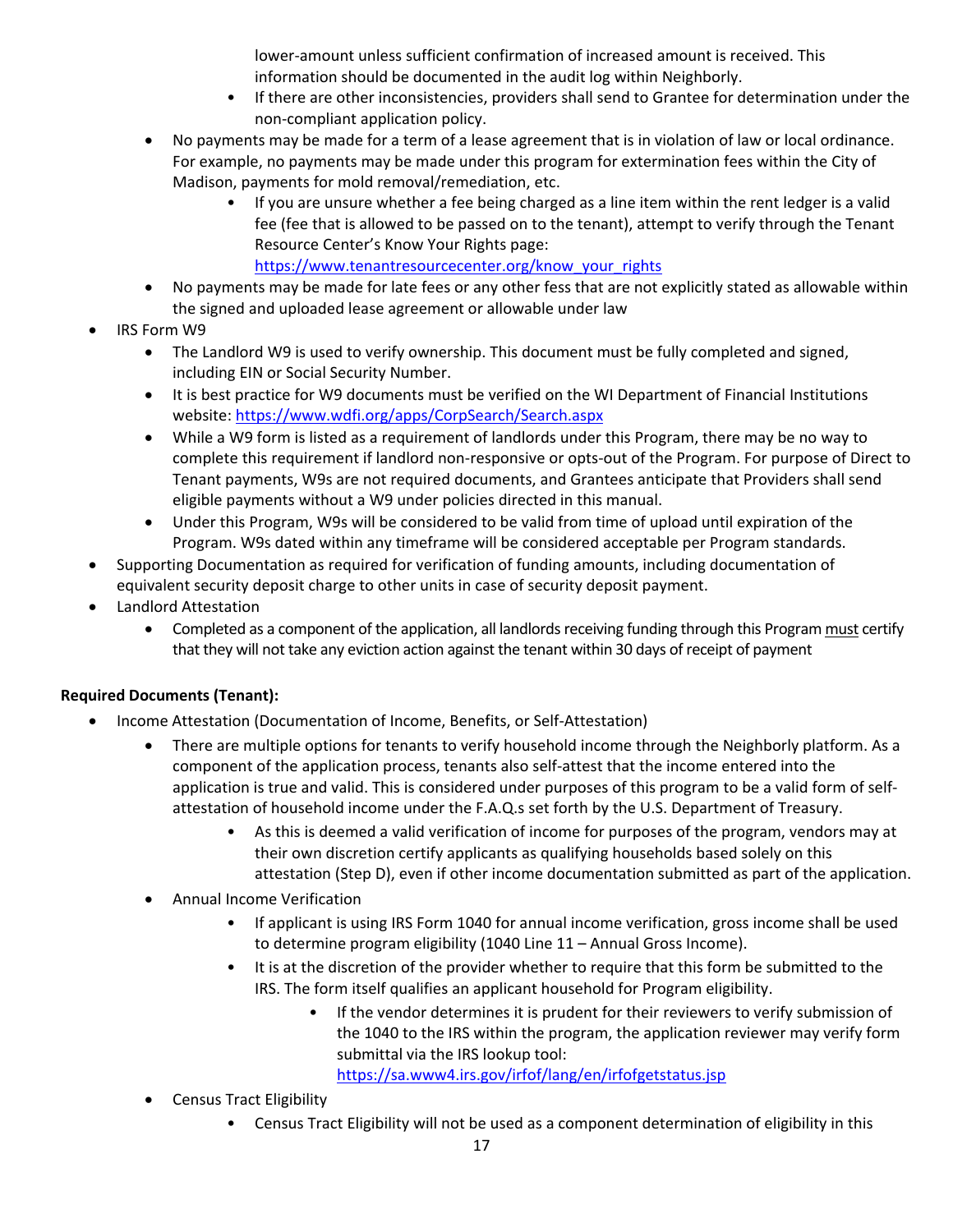lower-amount unless sufficient confirmation of increased amount is received. This information should be documented in the audit log within Neighborly.
        - If there are other inconsistencies, providers shall send to Grantee for determination under the non-compliant application policy.
    - No payments may be made for a term of a lease agreement that is in violation of law or local ordinance. For example, no payments may be made under this program for extermination fees within the City of Madison, payments for mold removal/remediation, etc.
        - If you are unsure whether a fee being charged as a line item within the rent ledger is a valid fee (fee that is allowed to be passed on to the tenant), attempt to verify through the Tenant Resource Center's Know Your Rights page: https://www.tenantresourcecenter.org/know_your_rights
    - No payments may be made for late fees or any other fess that are not explicitly stated as allowable within the signed and uploaded lease agreement or allowable under law
- IRS Form W9
    - The Landlord W9 is used to verify ownership. This document must be fully completed and signed, including EIN or Social Security Number.
    - It is best practice for W9 documents must be verified on the WI Department of Financial Institutions website: https://www.wdfi.org/apps/CorpSearch/Search.aspx
    - While a W9 form is listed as a requirement of landlords under this Program, there may be no way to complete this requirement if landlord non-responsive or opts-out of the Program. For purpose of Direct to Tenant payments, W9s are not required documents, and Grantees anticipate that Providers shall send eligible payments without a W9 under policies directed in this manual.
    - Under this Program, W9s will be considered to be valid from time of upload until expiration of the Program. W9s dated within any timeframe will be considered acceptable per Program standards.
- Supporting Documentation as required for verification of funding amounts, including documentation of equivalent security deposit charge to other units in case of security deposit payment.
- Landlord Attestation
    - Completed as a component of the application, all landlords receiving funding through this Program must certify that they will not take any eviction action against the tenant within 30 days of receipt of payment

**Required Documents (Tenant):**

- Income Attestation (Documentation of Income, Benefits, or Self-Attestation)
    - There are multiple options for tenants to verify household income through the Neighborly platform. As a component of the application process, tenants also self-attest that the income entered into the application is true and valid. This is considered under purposes of this program to be a valid form of self-attestation of household income under the F.A.Q.s set forth by the U.S. Department of Treasury.
        - As this is deemed a valid verification of income for purposes of the program, vendors may at their own discretion certify applicants as qualifying households based solely on this attestation (Step D), even if other income documentation submitted as part of the application.
    - Annual Income Verification
        - If applicant is using IRS Form 1040 for annual income verification, gross income shall be used to determine program eligibility (1040 Line 11 – Annual Gross Income).
        - It is at the discretion of the provider whether to require that this form be submitted to the IRS. The form itself qualifies an applicant household for Program eligibility.
            - If the vendor determines it is prudent for their reviewers to verify submission of the 1040 to the IRS within the program, the application reviewer may verify form submittal via the IRS lookup tool: https://sa.www4.irs.gov/irfof/lang/en/irfofgetstatus.jsp
    - Census Tract Eligibility
        - Census Tract Eligibility will not be used as a component determination of eligibility in this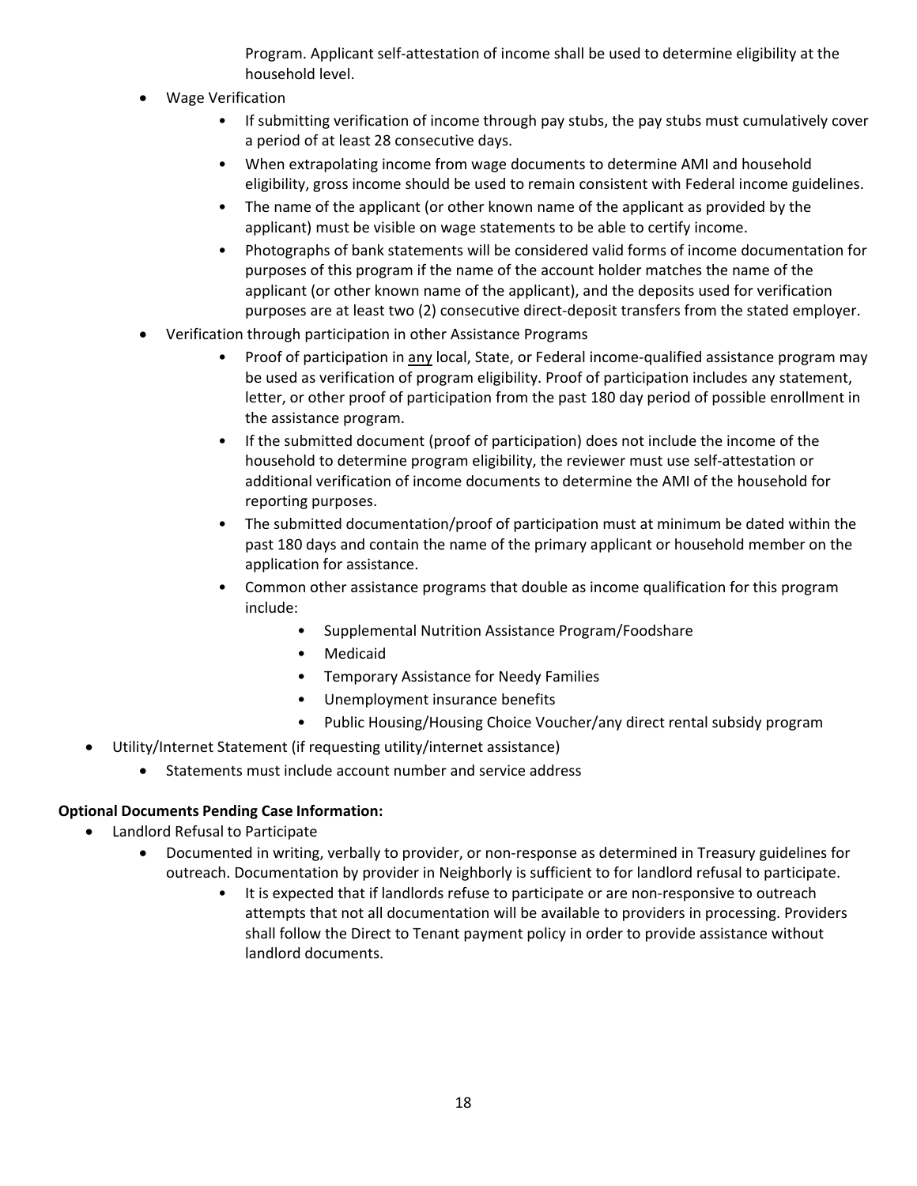Program. Applicant self-attestation of income shall be used to determine eligibility at the household level.

- Wage Verification
    - If submitting verification of income through pay stubs, the pay stubs must cumulatively cover a period of at least 28 consecutive days.
    - When extrapolating income from wage documents to determine AMI and household eligibility, gross income should be used to remain consistent with Federal income guidelines.
    - The name of the applicant (or other known name of the applicant as provided by the applicant) must be visible on wage statements to be able to certify income.
    - Photographs of bank statements will be considered valid forms of income documentation for purposes of this program if the name of the account holder matches the name of the applicant (or other known name of the applicant), and the deposits used for verification purposes are at least two (2) consecutive direct-deposit transfers from the stated employer.
- Verification through participation in other Assistance Programs
    - Proof of participation in <u>any</u> local, State, or Federal income-qualified assistance program may be used as verification of program eligibility. Proof of participation includes any statement, letter, or other proof of participation from the past 180 day period of possible enrollment in the assistance program.
    - If the submitted document (proof of participation) does not include the income of the household to determine program eligibility, the reviewer must use self-attestation or additional verification of income documents to determine the AMI of the household for reporting purposes.
    - The submitted documentation/proof of participation must at minimum be dated within the past 180 days and contain the name of the primary applicant or household member on the application for assistance.
    - Common other assistance programs that double as income qualification for this program include:
        - Supplemental Nutrition Assistance Program/Foodshare
        - Medicaid
        - Temporary Assistance for Needy Families
        - Unemployment insurance benefits
        - Public Housing/Housing Choice Voucher/any direct rental subsidy program

- Utility/Internet Statement (if requesting utility/internet assistance)
    - Statements must include account number and service address

**Optional Documents Pending Case Information:**

- Landlord Refusal to Participate
    - Documented in writing, verbally to provider, or non-response as determined in Treasury guidelines for outreach. Documentation by provider in Neighborly is sufficient to for landlord refusal to participate.
        - It is expected that if landlords refuse to participate or are non-responsive to outreach attempts that not all documentation will be available to providers in processing. Providers shall follow the Direct to Tenant payment policy in order to provide assistance without landlord documents.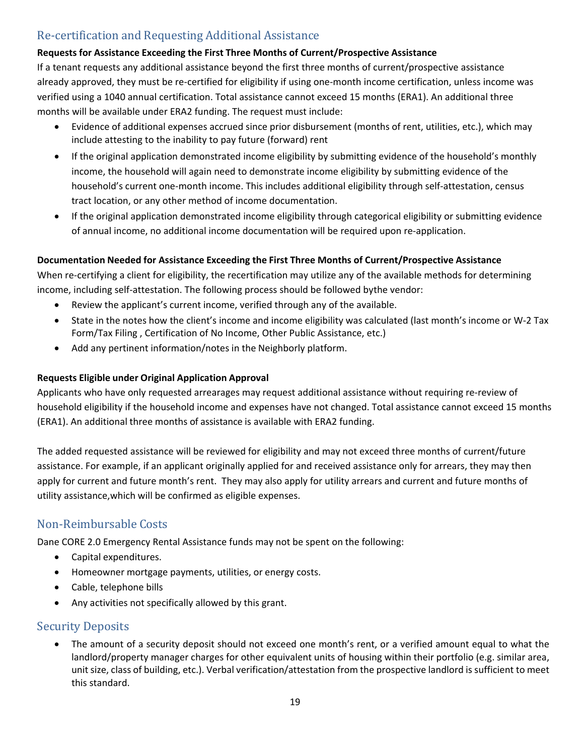## Re-certification and Requesting Additional Assistance

**Requests for Assistance Exceeding the First Three Months of Current/Prospective Assistance**

If a tenant requests any additional assistance beyond the first three months of current/prospective assistance already approved, they must be re-certified for eligibility if using one-month income certification, unless income was verified using a 1040 annual certification. Total assistance cannot exceed 15 months (ERA1). An additional three months will be available under ERA2 funding. The request must include:

- Evidence of additional expenses accrued since prior disbursement (months of rent, utilities, etc.), which may include attesting to the inability to pay future (forward) rent
- If the original application demonstrated income eligibility by submitting evidence of the household's monthly income, the household will again need to demonstrate income eligibility by submitting evidence of the household's current one-month income. This includes additional eligibility through self-attestation, census tract location, or any other method of income documentation.
- If the original application demonstrated income eligibility through categorical eligibility or submitting evidence of annual income, no additional income documentation will be required upon re-application.

**Documentation Needed for Assistance Exceeding the First Three Months of Current/Prospective Assistance**

When re-certifying a client for eligibility, the recertification may utilize any of the available methods for determining income, including self-attestation. The following process should be followed bythe vendor:

- Review the applicant's current income, verified through any of the available.
- State in the notes how the client's income and income eligibility was calculated (last month's income or W-2 Tax Form/Tax Filing , Certification of No Income, Other Public Assistance, etc.)
- Add any pertinent information/notes in the Neighborly platform.

**Requests Eligible under Original Application Approval**

Applicants who have only requested arrearages may request additional assistance without requiring re-review of household eligibility if the household income and expenses have not changed. Total assistance cannot exceed 15 months (ERA1). An additional three months of assistance is available with ERA2 funding.

The added requested assistance will be reviewed for eligibility and may not exceed three months of current/future assistance. For example, if an applicant originally applied for and received assistance only for arrears, they may then apply for current and future month's rent. They may also apply for utility arrears and current and future months of utility assistance,which will be confirmed as eligible expenses.

## Non-Reimbursable Costs

Dane CORE 2.0 Emergency Rental Assistance funds may not be spent on the following:

- Capital expenditures.
- Homeowner mortgage payments, utilities, or energy costs.
- Cable, telephone bills
- Any activities not specifically allowed by this grant.

## Security Deposits

- The amount of a security deposit should not exceed one month's rent, or a verified amount equal to what the landlord/property manager charges for other equivalent units of housing within their portfolio (e.g. similar area, unit size, class of building, etc.). Verbal verification/attestation from the prospective landlord is sufficient to meet this standard.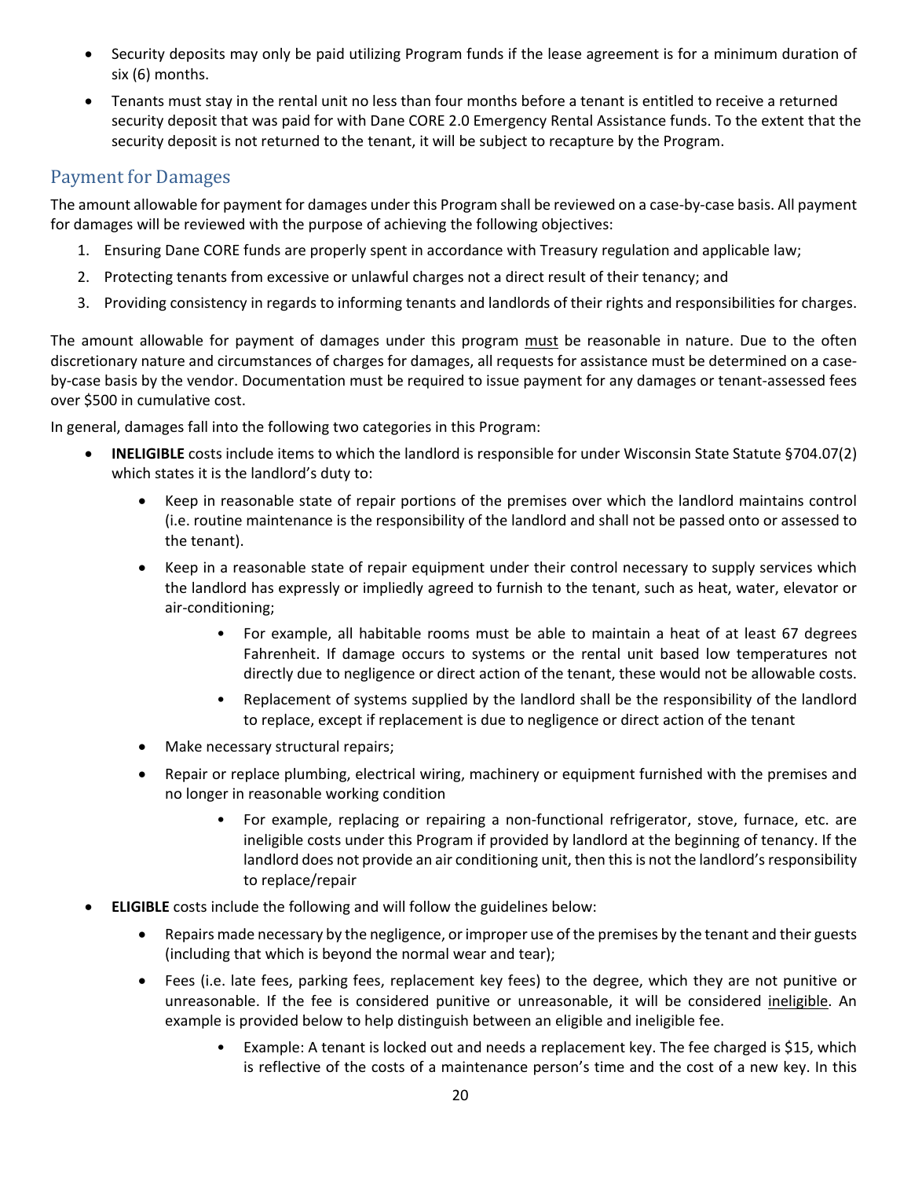- Security deposits may only be paid utilizing Program funds if the lease agreement is for a minimum duration of six (6) months.
- Tenants must stay in the rental unit no less than four months before a tenant is entitled to receive a returned security deposit that was paid for with Dane CORE 2.0 Emergency Rental Assistance funds. To the extent that the security deposit is not returned to the tenant, it will be subject to recapture by the Program.

## Payment for Damages

The amount allowable for payment for damages under this Program shall be reviewed on a case-by-case basis. All payment for damages will be reviewed with the purpose of achieving the following objectives:

1. Ensuring Dane CORE funds are properly spent in accordance with Treasury regulation and applicable law;
2. Protecting tenants from excessive or unlawful charges not a direct result of their tenancy; and
3. Providing consistency in regards to informing tenants and landlords of their rights and responsibilities for charges.

The amount allowable for payment of damages under this program must be reasonable in nature. Due to the often discretionary nature and circumstances of charges for damages, all requests for assistance must be determined on a case-by-case basis by the vendor. Documentation must be required to issue payment for any damages or tenant-assessed fees over $500 in cumulative cost.

In general, damages fall into the following two categories in this Program:

- **INELIGIBLE** costs include items to which the landlord is responsible for under Wisconsin State Statute §704.07(2) which states it is the landlord's duty to:
  - Keep in reasonable state of repair portions of the premises over which the landlord maintains control (i.e. routine maintenance is the responsibility of the landlord and shall not be passed onto or assessed to the tenant).
  - Keep in a reasonable state of repair equipment under their control necessary to supply services which the landlord has expressly or impliedly agreed to furnish to the tenant, such as heat, water, elevator or air-conditioning;
    - For example, all habitable rooms must be able to maintain a heat of at least 67 degrees Fahrenheit. If damage occurs to systems or the rental unit based low temperatures not directly due to negligence or direct action of the tenant, these would not be allowable costs.
    - Replacement of systems supplied by the landlord shall be the responsibility of the landlord to replace, except if replacement is due to negligence or direct action of the tenant
  - Make necessary structural repairs;
  - Repair or replace plumbing, electrical wiring, machinery or equipment furnished with the premises and no longer in reasonable working condition
    - For example, replacing or repairing a non-functional refrigerator, stove, furnace, etc. are ineligible costs under this Program if provided by landlord at the beginning of tenancy. If the landlord does not provide an air conditioning unit, then this is not the landlord's responsibility to replace/repair
- **ELIGIBLE** costs include the following and will follow the guidelines below:
  - Repairs made necessary by the negligence, or improper use of the premises by the tenant and their guests (including that which is beyond the normal wear and tear);
  - Fees (i.e. late fees, parking fees, replacement key fees) to the degree, which they are not punitive or unreasonable. If the fee is considered punitive or unreasonable, it will be considered ineligible. An example is provided below to help distinguish between an eligible and ineligible fee.
    - Example: A tenant is locked out and needs a replacement key. The fee charged is $15, which is reflective of the costs of a maintenance person's time and the cost of a new key. In this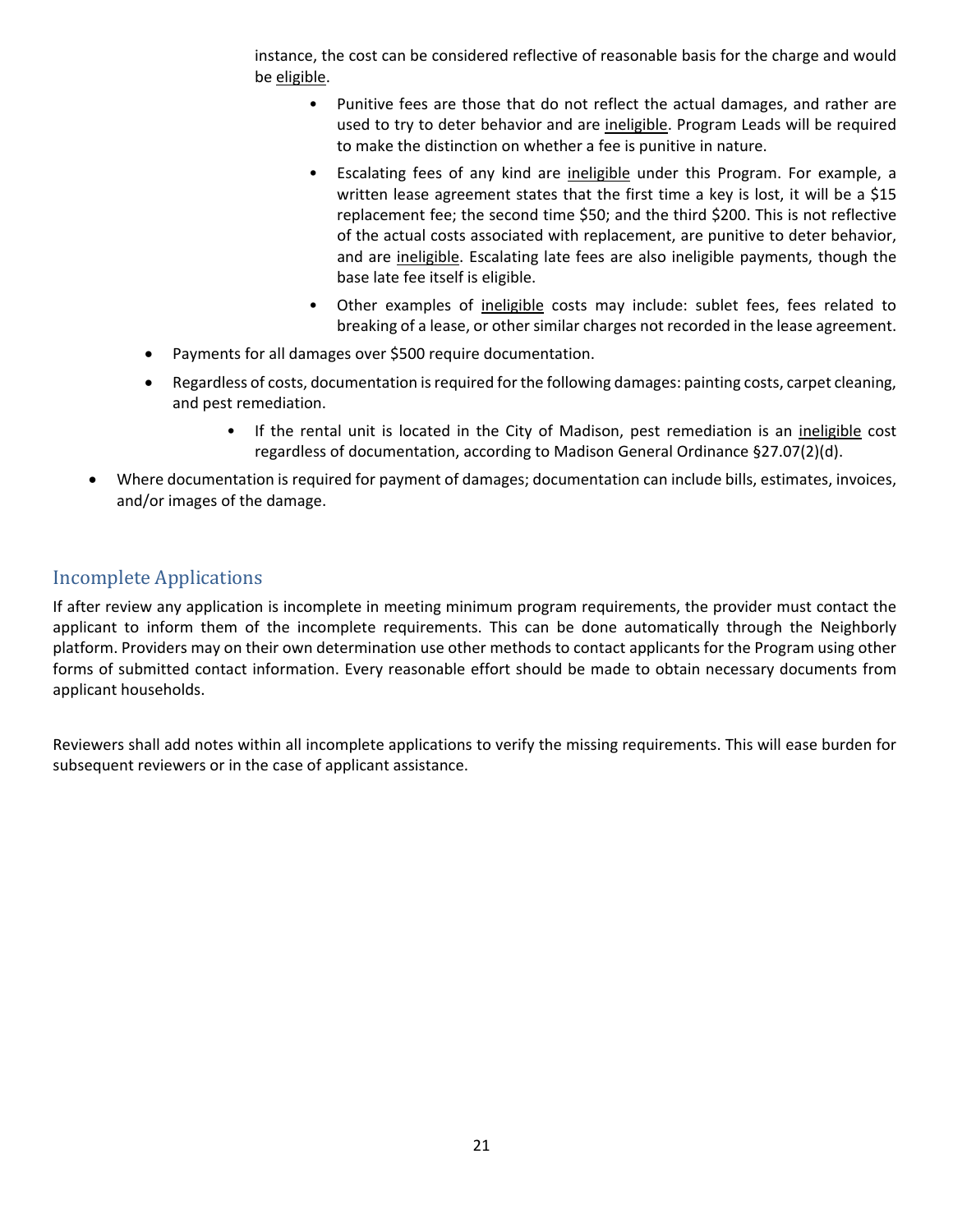instance, the cost can be considered reflective of reasonable basis for the charge and would be eligible.

        - Punitive fees are those that do not reflect the actual damages, and rather are used to try to deter behavior and are ineligible. Program Leads will be required to make the distinction on whether a fee is punitive in nature.
        - Escalating fees of any kind are ineligible under this Program. For example, a written lease agreement states that the first time a key is lost, it will be a $15 replacement fee; the second time $50; and the third $200. This is not reflective of the actual costs associated with replacement, are punitive to deter behavior, and are ineligible. Escalating late fees are also ineligible payments, though the base late fee itself is eligible.
        - Other examples of ineligible costs may include: sublet fees, fees related to breaking of a lease, or other similar charges not recorded in the lease agreement.
    - Payments for all damages over $500 require documentation.
    - Regardless of costs, documentation is required for the following damages: painting costs, carpet cleaning, and pest remediation.
        - If the rental unit is located in the City of Madison, pest remediation is an ineligible cost regardless of documentation, according to Madison General Ordinance §27.07(2)(d).
- Where documentation is required for payment of damages; documentation can include bills, estimates, invoices, and/or images of the damage.

## Incomplete Applications

If after review any application is incomplete in meeting minimum program requirements, the provider must contact the applicant to inform them of the incomplete requirements. This can be done automatically through the Neighborly platform. Providers may on their own determination use other methods to contact applicants for the Program using other forms of submitted contact information. Every reasonable effort should be made to obtain necessary documents from applicant households.

Reviewers shall add notes within all incomplete applications to verify the missing requirements. This will ease burden for subsequent reviewers or in the case of applicant assistance.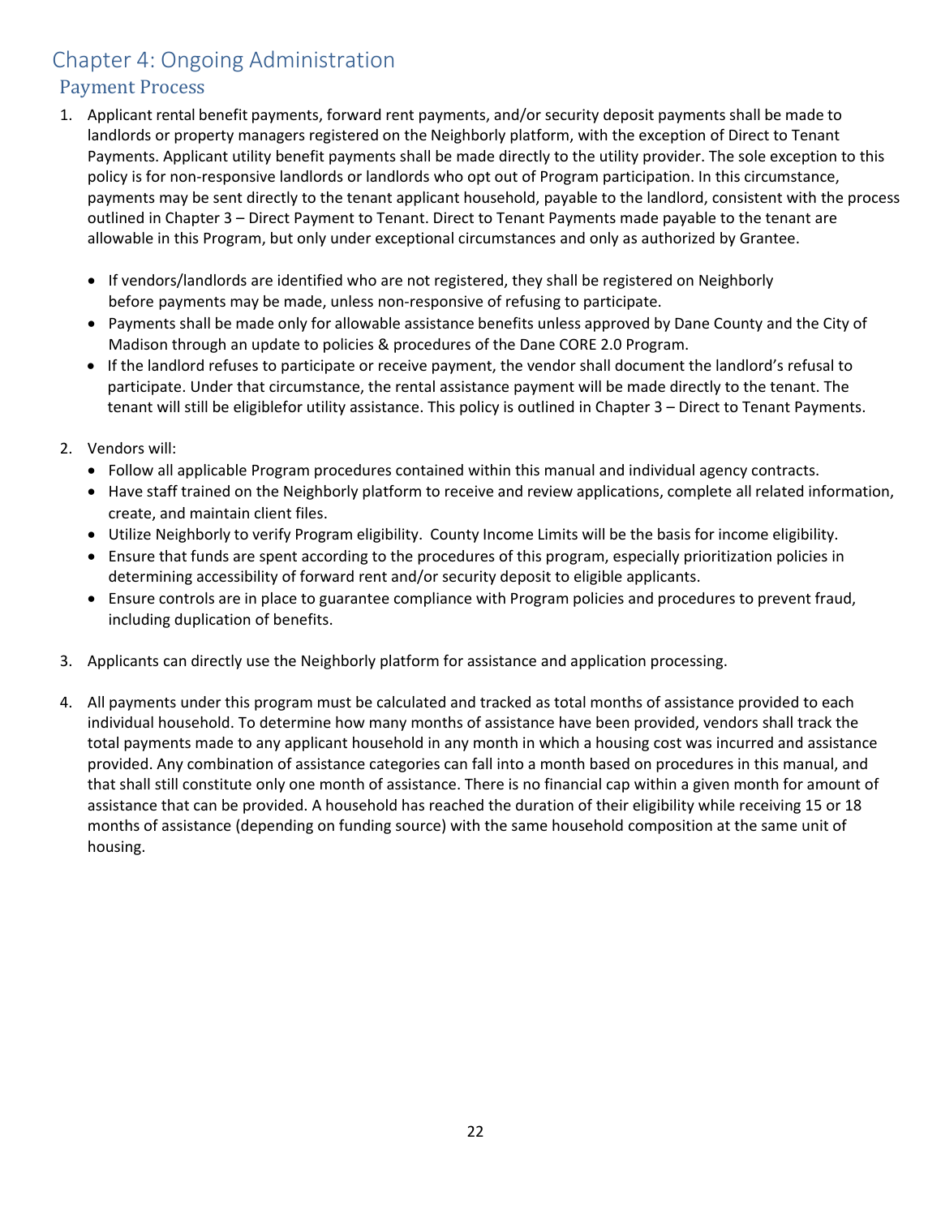# Chapter 4: Ongoing Administration

## Payment Process

1. Applicant rental benefit payments, forward rent payments, and/or security deposit payments shall be made to landlords or property managers registered on the Neighborly platform, with the exception of Direct to Tenant Payments. Applicant utility benefit payments shall be made directly to the utility provider. The sole exception to this policy is for non-responsive landlords or landlords who opt out of Program participation. In this circumstance, payments may be sent directly to the tenant applicant household, payable to the landlord, consistent with the process outlined in Chapter 3 – Direct Payment to Tenant. Direct to Tenant Payments made payable to the tenant are allowable in this Program, but only under exceptional circumstances and only as authorized by Grantee.

   - If vendors/landlords are identified who are not registered, they shall be registered on Neighborly before payments may be made, unless non-responsive of refusing to participate.
   - Payments shall be made only for allowable assistance benefits unless approved by Dane County and the City of Madison through an update to policies & procedures of the Dane CORE 2.0 Program.
   - If the landlord refuses to participate or receive payment, the vendor shall document the landlord's refusal to participate. Under that circumstance, the rental assistance payment will be made directly to the tenant. The tenant will still be eligiblefor utility assistance. This policy is outlined in Chapter 3 – Direct to Tenant Payments.

2. Vendors will:
   - Follow all applicable Program procedures contained within this manual and individual agency contracts.
   - Have staff trained on the Neighborly platform to receive and review applications, complete all related information, create, and maintain client files.
   - Utilize Neighborly to verify Program eligibility. County Income Limits will be the basis for income eligibility.
   - Ensure that funds are spent according to the procedures of this program, especially prioritization policies in determining accessibility of forward rent and/or security deposit to eligible applicants.
   - Ensure controls are in place to guarantee compliance with Program policies and procedures to prevent fraud, including duplication of benefits.

3. Applicants can directly use the Neighborly platform for assistance and application processing.

4. All payments under this program must be calculated and tracked as total months of assistance provided to each individual household. To determine how many months of assistance have been provided, vendors shall track the total payments made to any applicant household in any month in which a housing cost was incurred and assistance provided. Any combination of assistance categories can fall into a month based on procedures in this manual, and that shall still constitute only one month of assistance. There is no financial cap within a given month for amount of assistance that can be provided. A household has reached the duration of their eligibility while receiving 15 or 18 months of assistance (depending on funding source) with the same household composition at the same unit of housing.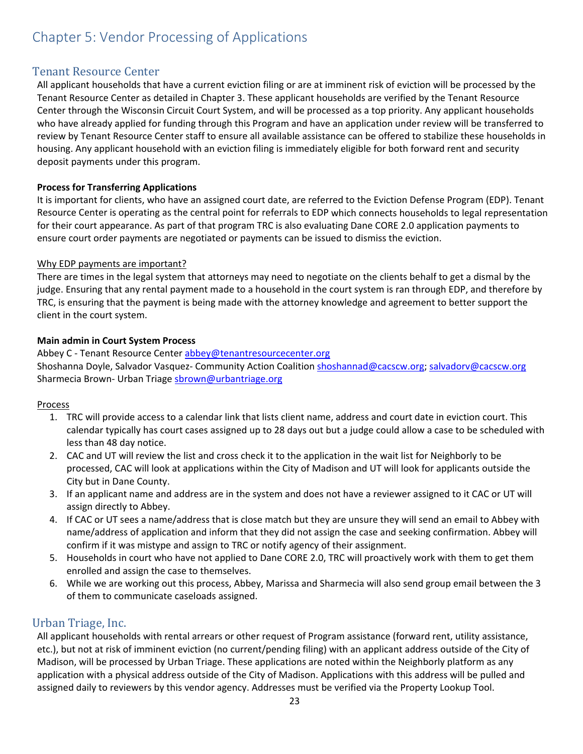# Chapter 5: Vendor Processing of Applications

## Tenant Resource Center

All applicant households that have a current eviction filing or are at imminent risk of eviction will be processed by the Tenant Resource Center as detailed in Chapter 3. These applicant households are verified by the Tenant Resource Center through the Wisconsin Circuit Court System, and will be processed as a top priority. Any applicant households who have already applied for funding through this Program and have an application under review will be transferred to review by Tenant Resource Center staff to ensure all available assistance can be offered to stabilize these households in housing. Any applicant household with an eviction filing is immediately eligible for both forward rent and security deposit payments under this program.

**Process for Transferring Applications**

It is important for clients, who have an assigned court date, are referred to the Eviction Defense Program (EDP). Tenant Resource Center is operating as the central point for referrals to EDP which connects households to legal representation for their court appearance. As part of that program TRC is also evaluating Dane CORE 2.0 application payments to ensure court order payments are negotiated or payments can be issued to dismiss the eviction.

Why EDP payments are important?

There are times in the legal system that attorneys may need to negotiate on the clients behalf to get a dismal by the judge. Ensuring that any rental payment made to a household in the court system is ran through EDP, and therefore by TRC, is ensuring that the payment is being made with the attorney knowledge and agreement to better support the client in the court system.

**Main admin in Court System Process**

Abbey C - Tenant Resource Center abbey@tenantresourcecenter.org
Shoshanna Doyle, Salvador Vasquez- Community Action Coalition shoshannad@cacscw.org; salvadorv@cacscw.org
Sharmecia Brown- Urban Triage sbrown@urbantriage.org

Process

1. TRC will provide access to a calendar link that lists client name, address and court date in eviction court. This calendar typically has court cases assigned up to 28 days out but a judge could allow a case to be scheduled with less than 48 day notice.
2. CAC and UT will review the list and cross check it to the application in the wait list for Neighborly to be processed, CAC will look at applications within the City of Madison and UT will look for applicants outside the City but in Dane County.
3. If an applicant name and address are in the system and does not have a reviewer assigned to it CAC or UT will assign directly to Abbey.
4. If CAC or UT sees a name/address that is close match but they are unsure they will send an email to Abbey with name/address of application and inform that they did not assign the case and seeking confirmation. Abbey will confirm if it was mistype and assign to TRC or notify agency of their assignment.
5. Households in court who have not applied to Dane CORE 2.0, TRC will proactively work with them to get them enrolled and assign the case to themselves.
6. While we are working out this process, Abbey, Marissa and Sharmecia will also send group email between the 3 of them to communicate caseloads assigned.

## Urban Triage, Inc.

All applicant households with rental arrears or other request of Program assistance (forward rent, utility assistance, etc.), but not at risk of imminent eviction (no current/pending filing) with an applicant address outside of the City of Madison, will be processed by Urban Triage. These applications are noted within the Neighborly platform as any application with a physical address outside of the City of Madison. Applications with this address will be pulled and assigned daily to reviewers by this vendor agency. Addresses must be verified via the Property Lookup Tool.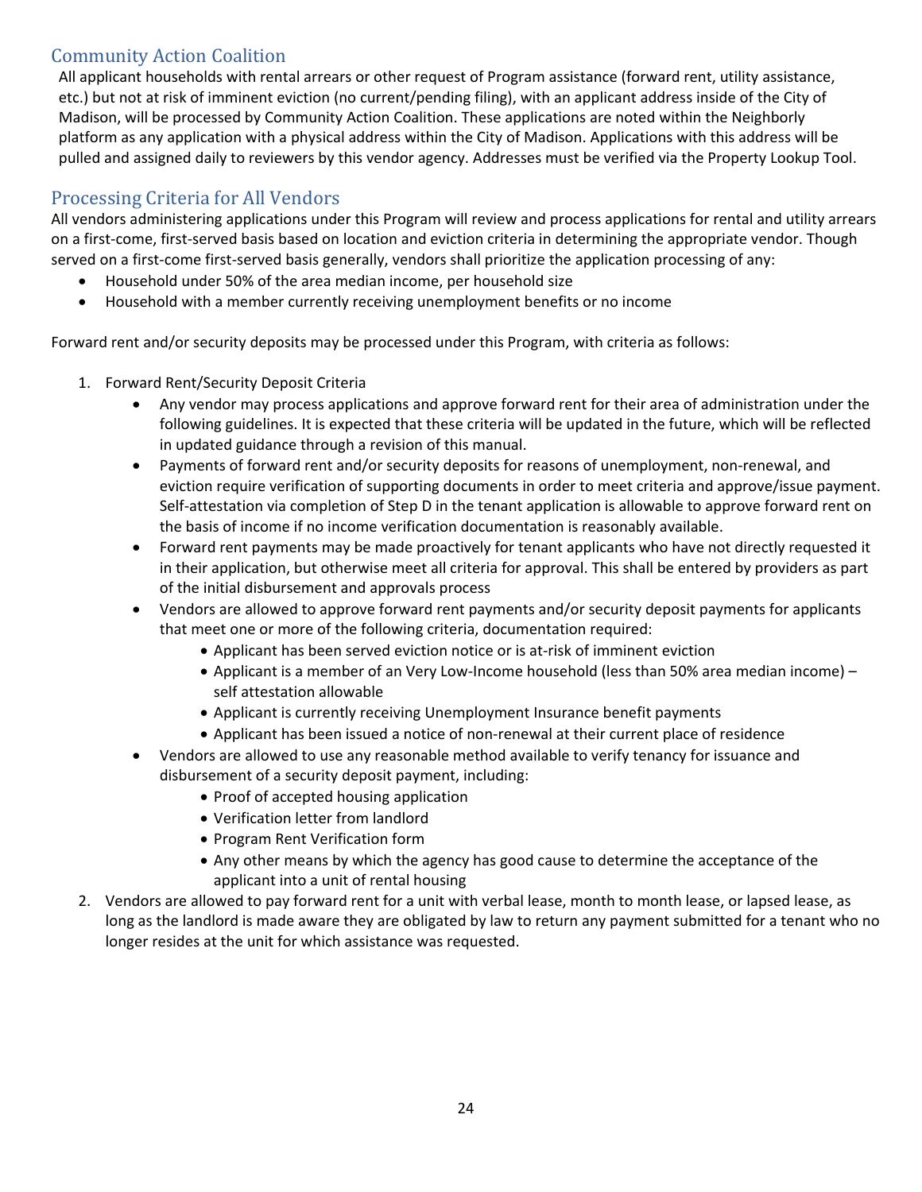## Community Action Coalition

All applicant households with rental arrears or other request of Program assistance (forward rent, utility assistance, etc.) but not at risk of imminent eviction (no current/pending filing), with an applicant address inside of the City of Madison, will be processed by Community Action Coalition. These applications are noted within the Neighborly platform as any application with a physical address within the City of Madison. Applications with this address will be pulled and assigned daily to reviewers by this vendor agency. Addresses must be verified via the Property Lookup Tool.

## Processing Criteria for All Vendors

All vendors administering applications under this Program will review and process applications for rental and utility arrears on a first-come, first-served basis based on location and eviction criteria in determining the appropriate vendor. Though served on a first-come first-served basis generally, vendors shall prioritize the application processing of any:

- Household under 50% of the area median income, per household size
- Household with a member currently receiving unemployment benefits or no income

Forward rent and/or security deposits may be processed under this Program, with criteria as follows:

1. Forward Rent/Security Deposit Criteria
    - Any vendor may process applications and approve forward rent for their area of administration under the following guidelines. It is expected that these criteria will be updated in the future, which will be reflected in updated guidance through a revision of this manual.
    - Payments of forward rent and/or security deposits for reasons of unemployment, non-renewal, and eviction require verification of supporting documents in order to meet criteria and approve/issue payment. Self-attestation via completion of Step D in the tenant application is allowable to approve forward rent on the basis of income if no income verification documentation is reasonably available.
    - Forward rent payments may be made proactively for tenant applicants who have not directly requested it in their application, but otherwise meet all criteria for approval. This shall be entered by providers as part of the initial disbursement and approvals process
    - Vendors are allowed to approve forward rent payments and/or security deposit payments for applicants that meet one or more of the following criteria, documentation required:
        - Applicant has been served eviction notice or is at-risk of imminent eviction
        - Applicant is a member of an Very Low-Income household (less than 50% area median income) – self attestation allowable
        - Applicant is currently receiving Unemployment Insurance benefit payments
        - Applicant has been issued a notice of non-renewal at their current place of residence
    - Vendors are allowed to use any reasonable method available to verify tenancy for issuance and disbursement of a security deposit payment, including:
        - Proof of accepted housing application
        - Verification letter from landlord
        - Program Rent Verification form
        - Any other means by which the agency has good cause to determine the acceptance of the applicant into a unit of rental housing
2. Vendors are allowed to pay forward rent for a unit with verbal lease, month to month lease, or lapsed lease, as long as the landlord is made aware they are obligated by law to return any payment submitted for a tenant who no longer resides at the unit for which assistance was requested.